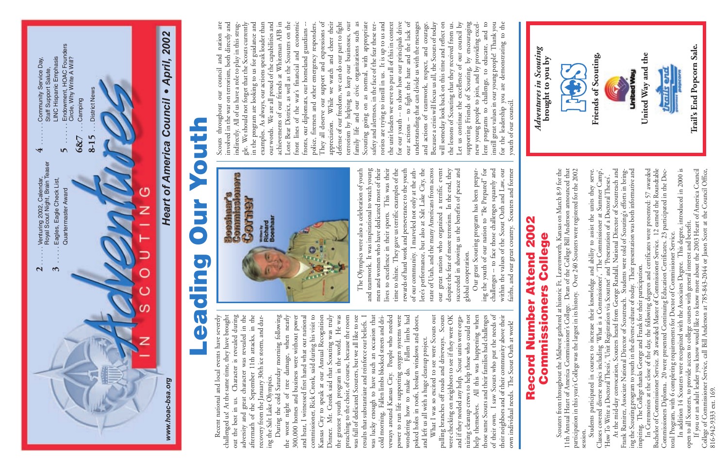www.hoac-bsa.org

# Adventures IN SCOUTING

**Heart of America Council • April, 2002**

- **2** ...... Venturing 2002, Calendar, Royal Scout Night, Brain Teaser
- **3** ..... Eagles, Eagle Check List, Quartermaster Award
- **4** ....... Community Service Day, Staff Support Salute, LINC Hispanic Emphasis
- **5** ....... Endowment, HOAC Founders Circle, Why Write A Will?
- **6&7** .... Camping
- **8-15** ... District News

# Leading Our Youth

**Boeshaar's Commissioners Corner**

Written by Richard Boeshaar

Recent national and local events have severely challenged us! At the same time, they have brought out the best in us. Character is revealed during adversity and great character was revealed in the aftermath of the September 11th attacks, in the recovery from the January 30th ice storm, and during the Salt Lake Olympics.

During the cold Saturday morning following the worst night of tree damage, when nearly 300,000 homes and business were without power and heat, I witnessed first hand what our national commissioner, Rick Cronk, said during his visit to Kansas City to speak at our Annual Recognition Dinner. Mr. Cronk said that Scouting was truly the greatest youth program in the world. He was preaching to the choir, of course, because the room was full of dedicated Scouters, but we all like to see results that substantiate and reinforce our beliefs. I was lucky enough to have such an occasion that cold morning. Fallen limbs blocked streets and driveways around Kansas City. People who needed power to run life supporting oxygen systems were wondering how to make do. Fallen limbs had poked holes in roofs, broken windows and doors, and left us all with a huge cleanup project.

What I was so excited to see were Scouts out pulling branches off roads and driveways. Scouts were checking on neighbors to see if they were OK and if they needed any help. Scout units were organizing cleanup crews to help those who could not help themselves. All this was happening when those same Scouts and their families had challenges of their own. I saw Scouts who put the needs of their neighbors and of their community above their own individual needs. The Scout Oath at work!

The Olympics were also a celebration of youth and teamwork. It was inspirational to watch young men and women who have dedicated most of their lives to excellence in their sports. This was their time to shine. They gave us terrific examples of the rewards of hard work and perseverance to the youth of our community. I marveled not only at the athlete's performance, but also at Salt Lake City, the state of Utah, and the many Americans from across our great nation who organized a terrific event despite the fear of more terrorism. In the end, they succeeded in showing us the benefits of peace and global cooperation.

Our great Scouting program has been preparing the youth of our nation to "Be Prepared" for challenges – to face those challenges squarely and within the values of the Scout Oath and Law, our faiths, and our great country. Scouters and former Scouts throughout our council and nation are involved in the war on terrorism, both directly and indirectly. All of us have a role to play in this struggle. We should not forget that the Scouts currently in the program are looking to us for guidance and examples. As always, our actions speak louder than our words. We are all proud of the capabilities and achievements of our friends at Whiteman AFB in Lone Bear District, as well as the Scouters on the front lines of the war's financial and economic fronts, our diplomats, our homeland guardians – police, firemen and other emergency responders. They all deserve our support and expressions of appreciation. While we watch and cheer their defense of our freedom, we can do our part to fight terrorism by helping to keep our businesses, our family life and our civic organizations such as Scouting going on as normal, with appropriate safety and alertness, in the face of the fear these terrorists are trying to instill in us. It is up to us and the unit leaders we serve to put all of this in context for our youth – to show how our principals drive our actions – to fight the hate and the lack of understanding that can divide us with the messages and actions of teamwork, respect, and courage. Because a crisis will focus us all, the Scouts of today will someday look back on this time and reflect on the lessons of Scouting that they received from us. Let us continue the excellence of our council by supporting Friends of Scouting, by encouraging new young people to join, and by providing excellent programs to challenge, to educate, and to instill great values in our young people! Thank you for the leadership you are demonstrating to the youth of our council.

*Adventures in Scouting* **brought to you by**

**Friends of Scouting,**

**United Way and the**

**Trail's End Popcorn Sale.**

## Record Number Attend 2002 Commissioners College

Scouters from throughout the Midwest gathered at historic Ft. Leavenworth, Kansas on March 8-9 for the 11th Annual Heart of America Commissioner's College. Dean of the College Bill Anderson announced that participation in this year's College was the largest in its history. Over 240 Scouters were registered for the 2002 session.

Students participated in courses to increase their knowledge and ability to assist the units they serve. Classes covered diverse topics including 'What is a Commissioner', 'The Commissioner at Summer Camp', 'How To Write a Doctoral Thesis', 'Unit Registration via Scoutnet' and 'Presentation of a Doctoral Theses'.

At the mid-day convocation, Scouters heard from George Randall, National Director of Scoutreach and Frank Ramirez, Associate National Director of Scoutreach. Students were told of Scouting's efforts in bringing the Scouting program to youth in the diverse culture of today. Their presentation was both informative and inspiring. The College thanks George and Frank for their participation.

In Ceremonies at the close of the day, the following degrees and certificates were presented: 57 awarded Bachelor of Commissioner Service. 28 awarded Master of Commissioner Service. 12 earned the Roundtable Commissioners Diploma. 20 were presented Continuing Education Certificates. 23 participated in the Doctoral Program, with 6 completing requirements for Doctor of Commissioner Service.

In addition 14 Scouters were recognized with the Associates Degree. This degree, introduced in 2000 is open to all Scouters, to provide access to college courses with general interest and benefit.

If you or an adult leader you know would like to know more about the 2003 Heart of America Council College of Commissioner Service, call Bill Anderson at 785-843-2044 or Jason Scott at the Council Office, 816-942-9333 ext. 169.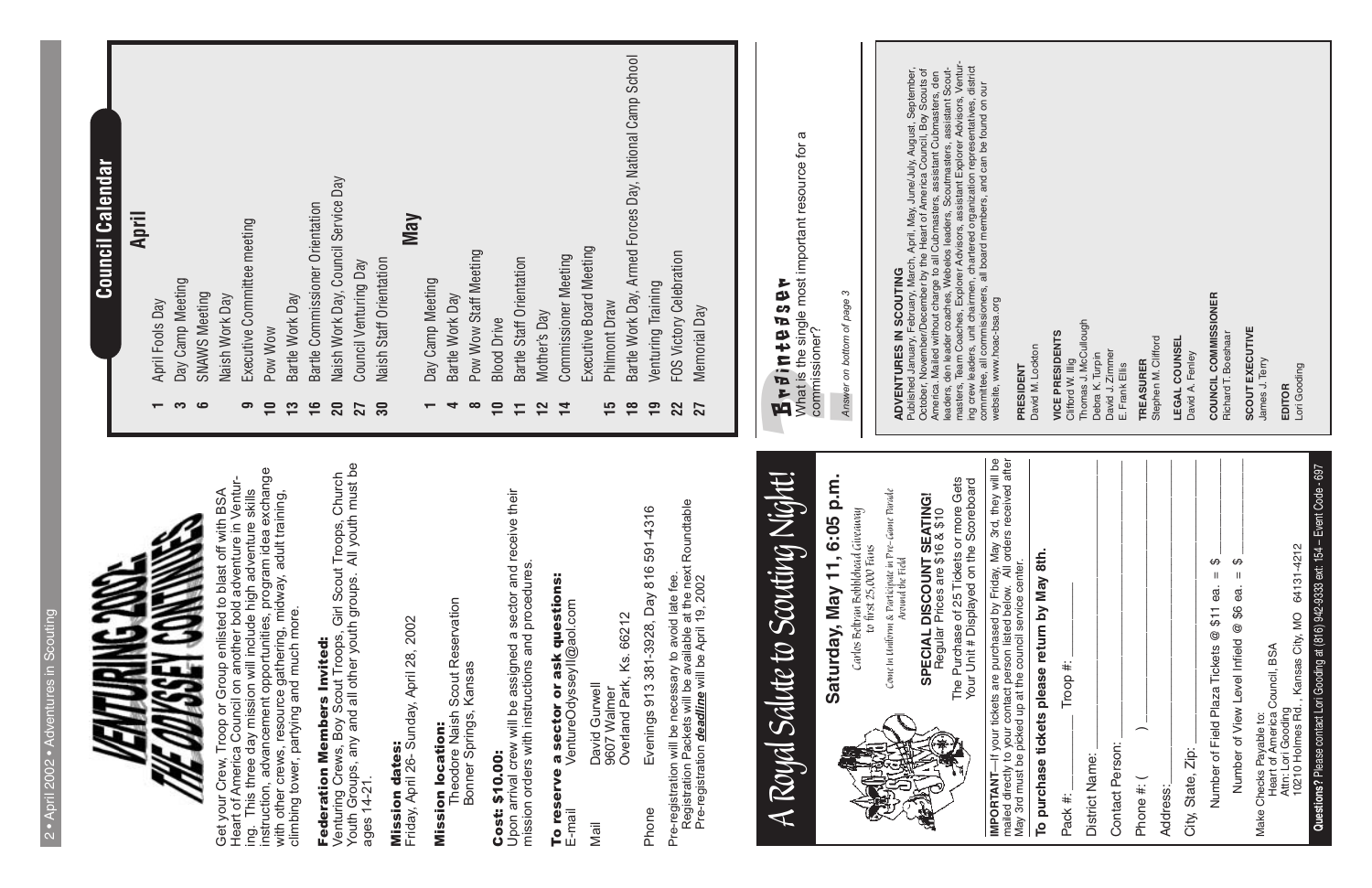# VENTURING 2002: THE ODYSSEY CONTINUES

Get your Crew, Troop or Group enlisted to blast off with BSA Heart of America Council on another bold adventure in Venturing. This three day mission will include high adventure skills instruction, advancement opportunities, program idea exchange with other crews, resource gathering, midway, adult training, climbing tower, partying and much more.

**Federation Members Invited:**
Venturing Crews, Boy Scout Troops, Girl Scout Troops, Church Youth Groups, any and all other youth groups. All youth must be ages 14-21.

**Mission dates:**
Friday, April 26- Sunday, April 28, 2002

**Mission location:**
Theodore Naish Scout Reservation
Bonner Springs, Kansas

**Cost: $10.00:**
Upon arrival crew will be assigned a sector and receive their mission orders with instructions and procedures.

**To reserve a sector or ask questions:**

E-mail: VentureOdysseyII@aol.com

Mail: David Gurwell
9607 Walmer
Overland Park, Ks. 66212

Phone: Evenings 913 381-3928, Day 816 591-4316

Pre-registration will be necessary to avoid late fee.
Registration Packets will be available at the next Roundtable
Pre-registration ***deadline*** will be April 19, 2002

## Council Calendar

### April

| | |
|---|---|
| 1 | April Fools Day |
| 3 | Day Camp Meeting |
| 6 | SNAWS Meeting |
| | Naish Work Day |
| 9 | Executive Committee meeting |
| 10 | Pow Wow |
| 13 | Bartle Work Day |
| 16 | Bartle Commissioner Orientation |
| 20 | Naish Work Day, Council Service Day |
| 27 | Council Venturing Day |
| 30 | Naish Staff Orientation |

### May

| | |
|---|---|
| 1 | Day Camp Meeting |
| 4 | Bartle Work Day |
| 8 | Pow Wow Staff Meeting |
| 10 | Blood Drive |
| 11 | Bartle Staff Orientation |
| 12 | Mother's Day |
| 14 | Commissioner Meeting |
| | Executive Board Meeting |
| 15 | Philmont Draw |
| 18 | Bartle Work Day, Armed Forces Day, National Camp School |
| 19 | Venturing Training |
| 22 | FOS Victory Celebration |
| 27 | Memorial Day |

## A Royal Salute to Scouting Night!

**Saturday, May 11, 6:05 p.m.**

*Carlos Beltran Bobblehead Giveaway to first 25,000 Fans*

*Come in Uniform & Participate in Pre-Game Parade Around the Field*

**SPECIAL DISCOUNT SEATING!**
Regular Prices are $16 & $10

The Purchase of 25 Tickets or more Gets Your Unit # Displayed on the Scoreboard

**IMPORTANT**—If your tickets are purchased by Friday, May 3rd, they will be mailed directly to your contact person listed below. All orders received after May 3rd must be picked up at the council service center.

**To purchase tickets please return by May 8th.**

Pack #: ________ Troop #: ________

District Name: ____________________

Contact Person: ____________________

Phone #: ( ) ____________________

Address: ____________________

City, State, Zip: ____________________

Number of Field Plaza Tickets @ $11 ea. = $ ______

Number of View Level Infield @ $6 ea. = $ ______

Make Checks Payable to:
Heart of America Council, BSA
Attn: Lori Gooding
10210 Holmes Rd., Kansas City, MO 64131-4212

**Questions?** Please contact Lori Gooding at (816) 942-9333 ext: 154 – Event Code - 697

## Brainteaser

What is the single most important resource for a commissioner?

*Answer on bottom of page 3*

**ADVENTURES IN SCOUTING**
Published January, February, March, April, May, June/July, August, September, October, November/December by the Heart of America Council, Boy Scouts of America. Mailed without charge to all Cubmasters, assistant Cubmasters, den leaders, den leader coaches, Webelos leaders, Scoutmasters, assistant Scoutmasters, Team Coaches, Explorer Advisors, assistant Explorer Advisors, Venturing crew leaders, unit chairmen, chartered organization representatives, district committee, all commissioners, all board members, and can be found on our website, www.hoac-bsa.org

**PRESIDENT**
David M. Lockton

**VICE PRESIDENTS**
Clifford W. Illig
Thomas J. McCullough
Debra K. Turpin
David J. Zimmer
E. Frank Ellis

**TREASURER**
Stephen M. Clifford

**LEGAL COUNSEL**
David A. Fenley

**COUNCIL COMMISSIONER**
Richard T. Boeshaar

**SCOUT EXECUTIVE**
James J. Terry

**EDITOR**
Lori Gooding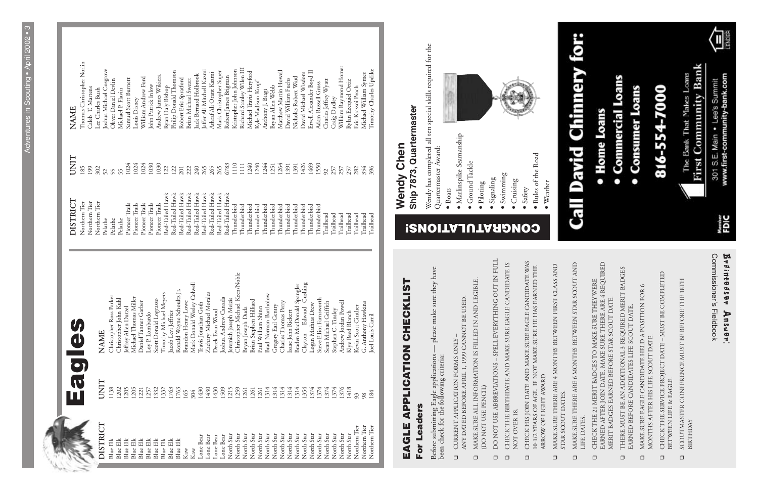# Eagles

| DISTRICT | UNIT | NAME |
|---|---|---|
| Blue Elk | 1138 | Christopher Ross Parker |
| Blue Elk | 1202 | Christopher John Kuhl |
| Blue Elk | 1205 | Jeffrey Allen Durzel |
| Blue Elk | 1205 | Michael Thomas Miller |
| Blue Elk | 1221 | Daniel Tanner Garber |
| Blue Elk | 1257 | Loy P. Lombardo |
| Blue Elk | 1332 | Scott Donald Lograsso |
| Blue Elk | 1332 | Timothy Michael Meyers |
| Blue Elk | 1763 | Jacob Levi Jeffries |
| Blue Elk | 1763 | Ronald Wayne Schoultz Jr. |
| Kaw | 165 | Brandon Henry Lowe |
| Kaw | 304 | Mark Donald Wesley Colwell |
| Lone Bear | 1430 | Travis Jonathan Goth |
| Lone Bear | 1430 | Zachary Michael Morales |
| Lone Bear | 1430 | Derek Evan Wood |
| Lone Bear | 1509 | Joshua Andrew Canada |
| North Star | 1215 | Jeremiah Joseph Meizis |
| North Star | 1259 | Christopher Michael Keen/Noble |
| North Star | 1261 | Bryan Joseph Duda |
| North Star | 1261 | Brian Stephen Hilliard |
| North Star | 1261 | Paul William Shinn |
| North Star | 1314 | Brad Norman Bartholow |
| North Star | 1314 | Gregory Earl Gentry |
| North Star | 1314 | Charles Thomas Perry |
| North Star | 1314 | Isaac John Rickert |
| North Star | 1314 | Braden MacDonald Spangler |
| North Star | 1354 | Clayton Edward Cushing |
| North Star | 1374 | Logan Mathias Drew |
| North Star | 1374 | Steve Elliot Farnsworth |
| North Star | 1374 | Sean Michael Griffith |
| North Star | 1374 | Stephen C. Tinsley |
| North Star | 1376 | Andrew Jordan Powell |
| North Star | 1418 | Klye Reed Blanch |
| Northern Tier | 93 | Kevin Scott Ginther |
| Northern Tier | 98 | G. Anthony Hawkins |
| Northern Tier | 184 | Joel Louis Carril |
| Northern Tier | 185 | Thomas Christopher Norlin |
| Northern Tier | 199 | Caleb T. Martens |
| Northern Tier | 302 | Lee Charles Bush |
| Pelathe | 52 | Joshua Michael Cosgrove |
| Pelathe | 55 | Oliver Daniel Devlin |
| Pelathe | 55 | Michael P. Flavin |
| Pioneer Trails | 1024 | Samuel Scott Burnett |
| Pioneer Trails | 1024 | Louis Disney |
| Pioneer Trails | 1024 | William Andrew Ford |
| Pioneer Trails | 1030 | John Patrick Inlow |
| Pioneer Trails | 1030 | Andrew James Wikiera |
| Red-Tailed Hawk | 122 | Ryan Daly Bishop |
| Red-Tailed Hawk | 122 | Philip Donald Thomson |
| Red-Tailed Hawk | 201 | Robert Eric Spratford |
| Red-Tailed Hawk | 222 | Brian Michael Sweatt |
| Red-Tailed Hawk | 240 | Jack Bernard Holbrook |
| Red-Tailed Hawk | 265 | Jaffer Ali Mitchell Kazmi |
| Red-Tailed Hawk | 265 | Ashraf Ali Orant Kazmi |
| Red-Tailed Hawk | 265 | Mark Christopher Super |
| Red-Tailed Hawk | 6783 | Robert James Brigman |
| Thunderbird | 1110 | Kristopher John Johnson |
| Thunderbird | 1111 | Richard Stanley Wilen III |
| Thunderbird | 1240 | Michael Travis Heryford |
| Thunderbird | 1240 | Kyle Madison Kropf |
| Thunderbird | 1244 | Anthony J. Biagi |
| Thunderbird | 1251 | Bryan Allen Webb |
| Thunderbird | 1264 | Matthew Martin Howell |
| Thunderbird | 1391 | David William Fuchs |
| Thunderbird | 1391 | Nicholas Robert Ward |
| Thunderbird | 1426 | David Michael Wisdom |
| Thunderbird | 1469 | Ervell Alexander Boyd II |
| Thunderbird | 1550 | Adam Russell Gross |
| Trailhead | 92 | Charles Jeffrey Wyatt |
| Trailhead | 257 | Craig Dudley |
| Trailhead | 257 | William Raymond Homer |
| Trailhead | 257 | Rylan Ezequiel Ortiz |
| Trailhead | 282 | Eric Krassoi Peach |
| Trailhead | 354 | Michael William Symes |
| Trailhead | 396 | Timothy Charles Updike |

## EAGLE APPLICATION CHECKLIST

### For Leaders

Before submitting Eagle applications — please make sure they have been check for the following criteria:

- ☐ CURRENT APPLICATION FORMS ONLY – ANY DATED BEFORE APRIL 1, 1999 CANNOT BE USED.
- ☐ MAKE SURE ALL INFORMATION IS FILLED IN AND LEGIBLE. (DO NOT USE PENCIL)
- ☐ DO NOT USE ABBREVIATIONS – SPELL EVERYTHING OUT IN FULL.
- ☐ CHECK THE BIRTHDATE AND MAKE SURE EAGLE CANDIDATE IS NOT OVER 18.
- ☐ CHECK HIS JOIN DATE AND MAKE SURE EAGLE CANDIDATE WAS 10-1/2 YEARS OF AGE. IF NOT MAKE SURE HE HAS EARNED THE ARROW OF LIGHT AWARD.
- ☐ MAKE SURE THERE ARE 4 MONTHS BETWEEN FIRST CLASS AND STAR SCOUT DATES.
- ☐ MAKE SURE THERE ARE 6 MONTHS BETWEEN STAR SCOUT AND LIFE DATES.
- ☐ CHECK THE 21 MERIT BADGES TO MAKE SURE THEY WERE EARNED AFTER JOIN DATE. MAKE SURE THERE ARE 4 REQUIRED MERIT BADGES EARNED BEFORE STAR SCOUT DATE.
- ☐ THERE MUST BE AN ADDITIONAL 3 REQUIRED MERIT BADGES EARNED BEFORE CANDIDATES LIFE SCOUT DATE.
- ☐ MAKE SURE EAGLE CANDIDATE HELD A POSITION FOR 6 MONTHS AFTER HIS LIFE SCOUT DATE.
- ☐ CHECK THE SERVICE PROJECT DATE – MUST BE COMPLETED BETWEEN LIFE & EAGLE.
- ☐ SCOUTMASTER CONFERENCE MUST BE BEFORE THE 18TH BIRTHDAY

Adventures Answers: Commissioner's Fieldbook

## CONGRATULATIONS!

### Wendy Chen
### Ship 7873, Quartermaster

Wendy has completed all ten special skills required for the Quartermaster Award:

- Boats
- Marlinspike Seamanship
- Ground Tackle
- Piloting
- Signaling
- Swimming
- Cruising
- Safety
- Rules of the Road
- Weather

# Call David Chinnery for:

- Home Loans
- Commercial Loans
- Consumer Loans

816-554-7000

The Bank That Makes Loans
First Community Bank

301 S.E. Main • Lee's Summit
www.first-community-bank.com

Member FDIC

Equal Housing Lender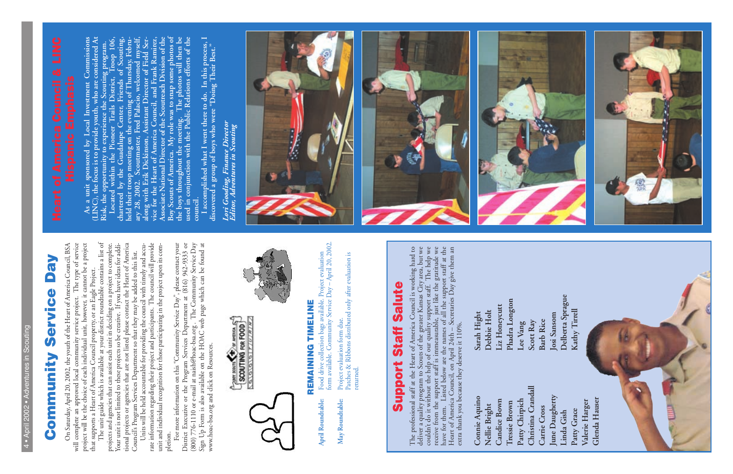# Community Service Day

On Saturday, April 20, 2002, the youth of the Heart of America Council, BSA will complete an approved local community service project. The type of service project will be the choice of each individual unit, however, it cannot be a project that supports a Heart of America Council property, or an Eagle Project.

The unit guide which is available at your district roundtable contains a list of projects and agencies that can assist each unit in deciding on a project to complete. Your unit is not limited to these projects so be creative. If you have ideas for additional projects or agencies that are not listed please contact the Heart of America Council's Program Services Department so that they may be added to this list.

Units will be held accountable for providing the council with timely and accurate information regarding their project and participants. The council will provide unit and individual recognition for those participating in the project upon its completion.

For more information on this "Community Service Day" please contact your District Executive or the Program Services Department at (816) 942-9333 or (800) 776-1110 or e-mail at naish@hoac-bsa.org. The Community Service Day Sign Up Form is also available on the HOAC web page which can be found at www.hoac-bsa.org and click on Resources.

## REMAINING TIMELINE

**April Roundtable:** Food drive collection bags available. Project evaluation form available. Community Service Day – April 20, 2002.

**May Roundtable:** Project evaluation form due. Patches & Ribbons distributed only after evaluation is returned.

# Support Staff Salute

The professional staff at the Heart of America Council is working hard to deliver a quality program to Scouts of the greater Kansas City area, but we couldn't do it without the help of our quality support staff. The help we receive from the support staff is immeasurable, just like the gratitude we have for them. Listed below are the names of all the support staff at the Heart of America Council, on April 24th – Secretaries Day give them an extra thank you because they deserve it 110%.

| | |
|---|---|
| Connie Aquino | Sarah Hight |
| Nellie Bright | Debbie Holt |
| Candice Bown | Liz Honeycutt |
| Tressie Brown | Phadra Longton |
| Patty Chirpich | Lee Vang |
| Christina Crandall | Scott Ray |
| Carrie Cross | Barb Rice |
| June Daugherty | Josi Sansom |
| Linda Gish | Delberta Sprague |
| Patty Grace | Kathy Tirrell |
| Valerie Harger | |
| Glenda Hauser | |

# Heart of America Council & LINC Hispanic Emphasis

As a unit sponsored by Local Investment Commissions (LINC), the focus is to provide youth, who are considered At Risk, the opportunity to experience the Scouting program.

Located within the Pioneer Trails District, Troop 106, chartered by the Guadalupe Center, Friends of Scouting, held their troop meeting on the evening of Thursday, February 28, 2002. Scoutmaster, Fred Palacio, welcomed myself, along with Erik Dickinson, Assistant Director of Field Service for the Heart of America Council, and Frank Ramirez, Associate National Director of the Scoutreach Division of the Boy Scouts of America. My role was to snap some photos of the boys throughout the meeting. The photos will then be used in conjunction with the Public Relations efforts of the council.

I accomplished what I went there to do. In this process, I discovered a group of boys who were "Doing Their Best."

*Lori Gooding, Finance Director*
*Editor, Adventures in Scouting*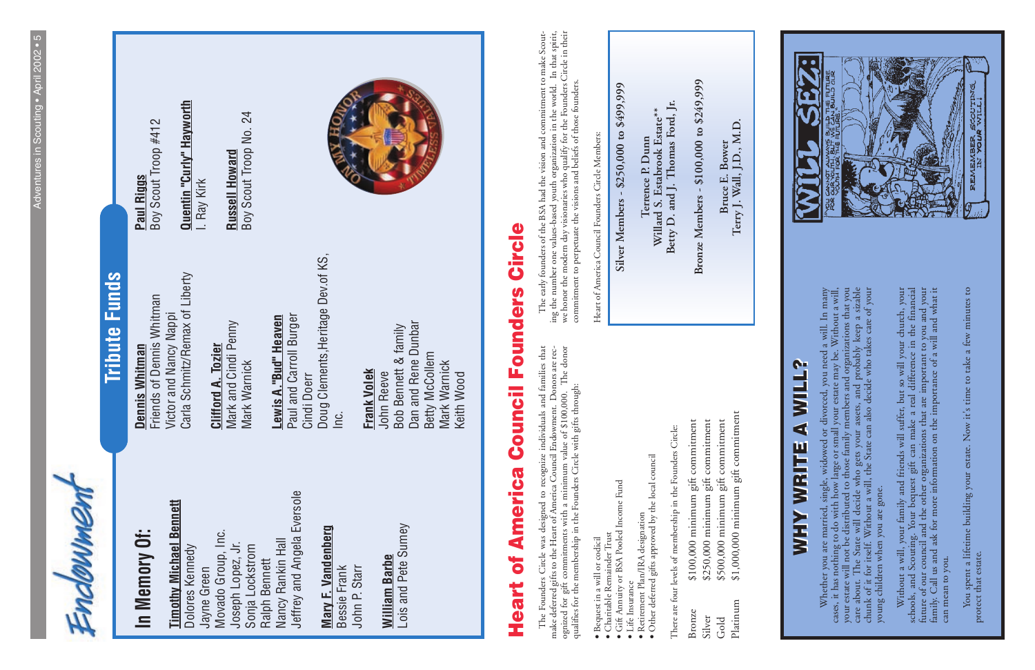# Endowment

## In Memory Of:

**Timothy Michael Bennett**
Dolores Kennedy
Jayne Green
Movado Group, Inc.
Joseph Lopez, Jr.
Sonja Lockstrom
Ralph Bennett
Nancy Rankin Hall
Jeffrey and Angela Eversole

**Mary F. Vandenberg**
Bessie Frank
John P. Starr

**William Barbe**
Lois and Pete Sumey

## Tribute Funds

**Dennis Whitman**
Friends of Dennis Whitman
Victor and Nancy Nappi
Carla Schmitz/Remax of Liberty

**Clifford A. Tozier**
Mark and Cindi Penny
Mark Warnick

**Lewis A."Bud" Heaven**
Paul and Carroll Burger
Cindi Doerr
Doug Clements,Heritage Dev.of KS, Inc.

**Frank Volek**
John Reeve
Bob Bennett & family
Dan and Rene Dunbar
Betty McCollem
Mark Warnick
Keith Wood

**Paul Riggs**
Boy Scout Troop #412

**Quentin "Curly" Hayworth**
I. Ray Kirk

**Russell Howard**
Boy Scout Troop No. 24

## Heart of America Council Founders Circle

The Founders Circle was designed to recognize individuals and families that make deferred gifts to the Heart of America Council Endowment. Donors are recognized for gift commitments with a minimum value of $100,000. The donor qualifies for the membership in the Founders Circle with gifts through:

- Bequest in a will or codicil
- Charitable Remainder Trust
- Gift Annuity or BSA Pooled Income Fund
- Life Insurance
- Retirement Plan/IRA designation
- Other deferred gifts approved by the local council

There are four levels of membership in the Founders Circle:

| | |
|---|---|
| Bronze | $100,000 minimum gift commitment |
| Silver | $250,000 minimum gift commitment |
| Gold | $500,000 minimum gift commitment |
| Platinum | $1,000,000 minimum gift commitment |

The early founders of the BSA had the vision and commitment to make Scouting the number one values-based youth organization in the world. In that spirit, we honor the modern day visionaries who qualify for the Founders Circle in their commitment to perpetuate the visions and beliefs of those founders.

Heart of America Council Founders Circle Members:

**Silver Members - $250,000 to $499,999**

Terrence P. Dunn
Willard S. Estabrook Estate**
Betty D. and J. Thomas Ford, Jr.

**Bronze Members - $100,000 to $249,999**

Bruce E. Bower
Terry J. Wall, J.D., M.D.

## WHY WRITE A WILL?

Whether you are married, single, widowed or divorced, you need a will. In many cases, it has nothing to do with how large or small your estate may be. Without a will, your estate will not be distributed to those family members and organizations that you care about. The State will decide who gets your assets, and probably keep a sizable chunk of it for itself. Without a will, the State can also decide who takes care of your young children when you are gone.

Without a will, your family and friends will suffer, but so will your church, your schools, and Scouting. Your bequest gift can make a real difference in the financial future of our council and the other organizations that are important to you and your family. Call us and ask for more information on the importance of a will and what it can mean to you.

You spent a lifetime building your estate. Now it's time to take a few minutes to protect that estate.

**WILL SEZ:** YOU CANNOT ALWAYS BUILD THE FUTURE FOR OUR YOUTH, BUT WE CAN BUILD OUR YOUTH FOR THE FUTURE.

REMEMBER SCOUTING IN YOUR WILL!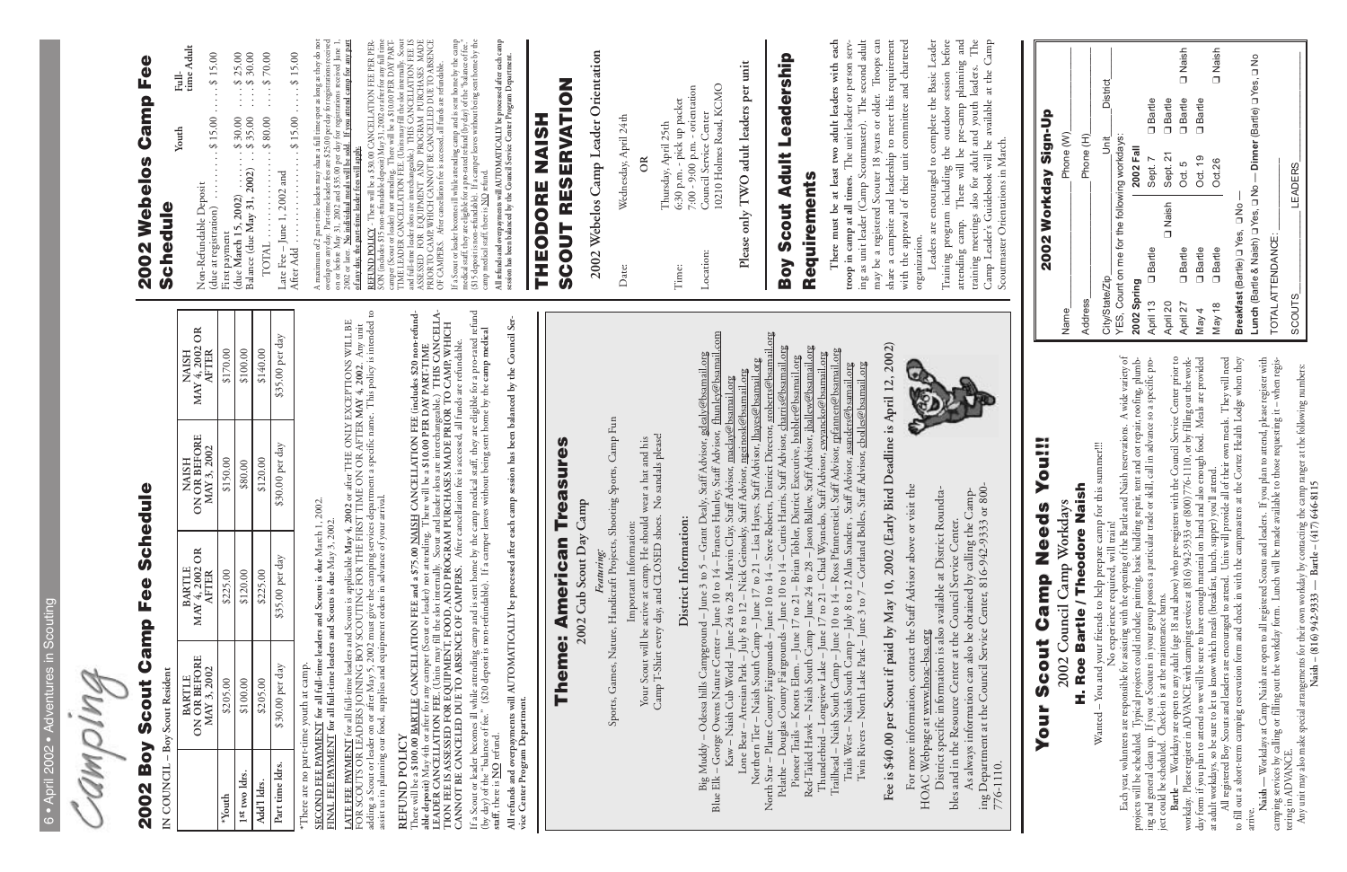# Camping

## 2002 Boy Scout Camp Fee Schedule

IN COUNCIL – Boy Scout Resident

| | BARTLE ON OR BEFORE MAY 3, 2002 | BARTLE MAY 4, 2002 OR AFTER | NAISH ON OR BEFORE MAY 3, 2002 | NAISH MAY 4, 2002 OR AFTER |
|---|---|---|---|---|
| *Youth | $205.00 | $225.00 | $150.00 | $170.00 |
| 1st two ldrs. | $100.00 | $120.00 | $80.00 | $100.00 |
| Add'l ldrs. | $205.00 | $225.00 | $120.00 | $140.00 |
| Part time ldrs. | $30.00 per day | $35.00 per day | $30.00 per day | $35.00 per day |

*There are no part-time youth at camp.

SECOND FEE PAYMENT for all full-time leaders and Scouts is due March 1, 2002.

FINAL FEE PAYMENT for all full-time leaders and Scouts is due May 3, 2002.

LATE FEE PAYMENT for all full-time leaders and Scouts is applicable May 4, 2002 or after THE ONLY EXCEPTIONS WILL BE FOR SCOUTS OR LEADERS JOINING BOY SCOUTING FOR THE FIRST TIME ON OR AFTER MAY 4, 2002. Any unit adding a Scout or leader on or after May 5, 2002 must give the camping services department a specific name. This policy is intended to assist us in planning our food, supplies and equipment orders in advance of your arrival.

### REFUND POLICY

There will be a $100.00 BARTLE CANCELLATION FEE and a $75.00 NAISH CANCELLATION FEE (includes $20 non-refundable deposit) May 4th or after for any camper (Scout or leader) not attending. There will be a $10.00 PER DAY PART-TIME LEADER CANCELLATION FEE. (Units may fill the slot internally. Scout and leader slots are interchangeable.) THIS CANCELLATION FEE IS ASSESSED FOR EQUIPMENT, FOOD, AND PROGRAM PURCHASES MADE PRIOR TO CAMP, WHICH CANNOT BE CANCELED DUE TO ABSENCE OF CAMPERS. After cancellation fee is accessed, all funds are refundable.

If a Scout or leader becomes ill while attending camp and is sent home by the camp medical staff, they are eligible for a pro-rated refund (by day) of the "balance of fee." ($20 deposit is non-refundable). If a camper leaves without being sent home by the camp medical staff, there is NO refund.

All refunds and overpayments will AUTOMATICALLY be processed after each camp session has been balanced by the Council Service Center Program Department.

## Theme: American Treasures

2002 Cub Scout Day Camp

*Featuring:*

Sports, Games, Nature, Handicraft Projects, Shooting Sports, Camp Fun

Important Information:

Your Scout will be active at camp. He should wear a hat and his Camp T-Shirt every day, and CLOSED shoes. No sandals please!

### District Information:

Big Muddy – Odessa hills Campground – June 3 to 5 – Grant Dealy, Staff Advisor, gdealy@bsamail.org
Blue Elk – George Owens Nature Center – June 10 to 14 – Frances Hunley, Staff Advisor, fhunley@bsamail.com
Kaw – Naish Cub World – June 24 to 28 – Marvin Clay, Staff Advisor, mraclay@bsamail.org
Lone Bear – Artesian Park – July 8 to 12 – Nick Grimosky, Staff Advisor, ngrimosk@bsamail.org
Northern Tier – Naish South Camp – June 17 to 21 – Lisa Hayes, Staff Advisor, lhayes@bsamail.org
North Star – Platte County Fairgrounds – June 10 to 14 – Steve Roberts, District Director, sroberts@bsamail.org
Pelathe – Douglas County Fairgrounds – June 10 to 14 – Curtis Harris, Staff Advisor, charris@bsamail.org
Pioneer Trails – Knotts Elem. – June 17 to 21 – Brian Tobler, District Executive, btobler@bsamail.org
Red-Tailed Hawk – Naish South Camp – June 24 to 28 – Jason Ballew, Staff Advisor, jballew@bsamail.org
Thunderbird – Longview Lake – June 17 to 21 – Chad Wyancko, Staff Advisor, cwyancko@bsamail.org
Trailhead – Naish South Camp – June 10 to 14 – Ross Pfannenstiel, Staff Advisor, rpfannen@bsamail.org
Trails West – Naish South Camp – July 8 to 12 Alan Sanders, Staff Advisor, asanders@bsamail.org
Twin Rivers – North Lake Park – June 3 to 7 – Cortland Bolles, Staff Advisor, cbolles@bsamail.org

**Fee is $40.00 per Scout if paid by May 10, 2002 (Early Bird Deadline is April 12, 2002)**

For more information, contact the Staff Advisor above or visit the HOAC Webpage at www.hoac-bsa.org

District specific information is also available at District Roundtables and in the Resource Center at the Council Service Center.

As always information can also be obtained by calling the Camping Department at the Council Service Center, 816-942-9333 or 800-776-1110.

## Your Scout Camp Needs You!!!

2002 Council Camp Workdays

### H. Roe Bartle / Theodore Naish

Wanted – You and your friends to help prepare camp for this summer!!!

No experience required, will train!

Each year, volunteers are responsible for assisting with the opening of the Bartle and Naish reservations. A wide variety of projects will be scheduled. Typical projects could include: painting, basic building repair, tent and cot repair, roofing, plumbing and general clean up. If you or Scouters in your group possess a particular trade or skill, call in advance so a specific project could be scheduled. Check-in is at the maintenance barns.

**Bartle** — Workdays are open to any adult (age 18 and above) who pre-registers with the Council Service Center prior to workday. Please register in ADVANCE with camping services at (816) 942-9333 or (800) 776-1110, or by filling out the workday form if you plan to attend so we will be sure to have enough material on hand and also enough food. Meals are provided at adult workdays, so be sure to let us know which meals (breakfast, lunch, supper) you'll attend.

All registered Boy Scouts and leaders are encouraged to attend. Units will provide all of their own meals. They will need to fill out a short-term camping reservation form and check in with the campmasters at the Cortez Health Lodge when they arrive.

**Naish** — Workdays at Camp Naish are open to all registered Scouts and leaders. If you plan to attend, please register with camping services by calling or filling out the workday form. Lunch will be made available to those requesting it – when registering in ADVANCE.

Any unit may also make special arrangements for their own workday by contacting the camp ranger at the following numbers:

**Naish – (816) 942-9333 — Bartle – (417) 646-8115**

## 2002 Webelos Camp Fee Schedule

| | Youth | Full time Adult |
|---|---|---|
| Non-Refundable Deposit (due at registration) | $15.00 | $15.00 |
| First payment (due March 15, 2002) | $30.00 | $25.00 |
| Balance (due May 31, 2002) | $35.00 | $30.00 |
| TOTAL | $80.00 | $70.00 |
| Late Fee – June 1, 2002 and After Add | $15.00 | $15.00 |

A maximum of 2 part-time leaders may share a full time spot as long as they do not overlap on any day. Part-time leader fees are $25.00 per day for registrations received on or before May 31, 2002 and $35.00 per day for registrations received June 1, 2002 or later. No individual meals will be sold. If you attend camp for any part of any day, the part-time leader fee will apply.

REFUND POLICY - There will be a $30.00 CANCELLATION FEE PER PERSON (includes $15 non-refundable deposit) May 31, 2002 or after for any full time camper (Scout or leader) not attending. There will be a $10.00 PER DAY PART-TIME LEADER CANCELLATION FEE. (Units may fill the slot internally. Scout and full-time leader slots are interchangeable.) THIS CANCELLATION FEE IS ASSESSED FOR EQUIPMENT AND PROGRAM PURCHASES MADE PRIOR TO CAMP, WHICH CANNOT BE CANCELLED DUE TO ABSENCE OF CAMPERS. After cancellation fee is accessed, all funds are refundable.

If a Scout or leader becomes ill while attending camp and is sent home by the camp medical staff, they are eligible for a pro-rated refund (by day) of the "balance of fee." ($15 deposit is non-refundable). If a camper leaves without being sent home by the camp medical staff, there is NO refund.

All refunds and overpayments will AUTOMATICALLY be processed after each camp session has been balanced by the Council Service Center Program Department.

## THEODORE NAISH SCOUT RESERVATION

### 2002 Webelos Camp Leader Orientation

Date: Wednesday, April 24th

OR

Thursday, April 25th

Time: 6:30 p.m. - pick up packet
7:00 – 9:00 p.m. - orientation

Location: Council Service Center
10210 Holmes Road, KCMO

**Please only TWO adult leaders per unit**

## Boy Scout Adult Leadership Requirements

**There must be at least two adult leaders with each troop in camp at all times.** The unit leader or person serving as unit leader (Camp Scoutmaster). The second adult may be a registered Scouter 18 years or older. Troops can share a campsite and leadership to meet this requirement with the approval of their unit committee and chartered organization.

Leaders are encouraged to complete the Basic Leader Training program including the outdoor session before attending camp. There will be pre-camp planning and training meetings also for adult and youth leaders. The Camp Leader's Guidebook will be available at the Camp Scoutmaster Orientations in March.

## 2002 Workday Sign-Up

Name ________________ Phone (W) ________________

Address ________________ Phone (H) ________________

City/State/Zip ________ Unit ________ District ________

YES, Count on me for the following workdays:

| 2002 Spring | | | 2002 Fall | | |
|---|---|---|---|---|---|
| April 13 | ☐ Bartle | | Sept. 7 | ☐ Bartle | |
| April 20 | | ☐ Naish | Sept. 21 | ☐ Bartle | |
| April 27 | ☐ Bartle | | Oct. 5 | ☐ Bartle | ☐ Naish |
| May 4 | ☐ Bartle | | Oct. 19 | ☐ Bartle | |
| May 18 | ☐ Bartle | | Oct.26 | | ☐ Naish |

**Breakfast** (Bartle) ☐ Yes, ☐ No — **Lunch** (Bartle & Naish) ☐ Yes, ☐ No — **Dinner** (Bartle) ☐ Yes, ☐ No

TOTAL ATTENDANCE: ________

SCOUTS ________ LEADERS ________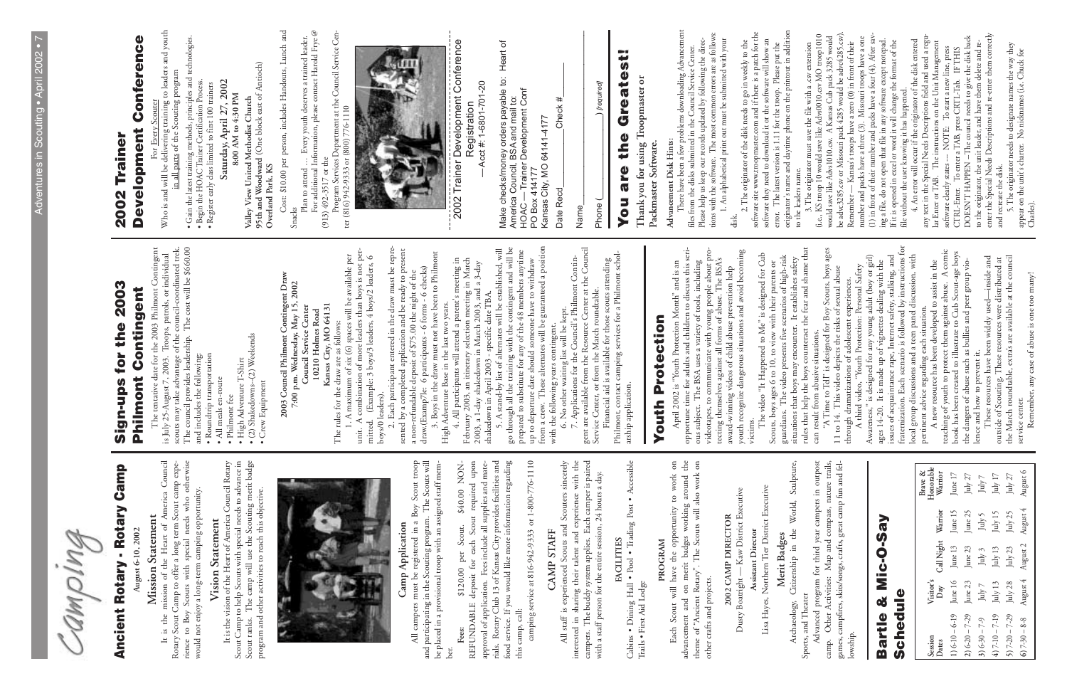Camping

# Ancient Rotary - Rotary Camp

August 6-10, 2002

### Mission Statement

It is the mission of the Heart of America Council Rotary Scout Camp to offer a long term Scout camp experience to Boy Scouts with special needs who otherwise would not enjoy a long-term camping opportunity.

### Vision Statement

It is the vision of the Heart of America Council Rotary Scout Camp to help Scouts with special needs to advance in Scout ranks. The camp will use the Scouting merit badge program and other activities to reach this objective.

### Camp Application

All campers must be registered in a Boy Scout troop and participating in the Scouting program. The Scouts will be placed in a provisional troop with an assigned staff member.

**Fees:** $120.00 per Scout. $40.00 NON-REFUNDABLE deposit for each Scout required upon approval of application. Fees include all supplies and materials. Rotary Club 13 of Kansas City provides facilities and food service. If you would like more information regarding this camp, call:

camping service at 816-942-9333 or 1-800-776-1110

### CAMP STAFF

All staff is experienced Scouts and Scouters sincerely interested in sharing their talent and experience with the campers. The buddy system applies. Each camper is paired with a staff person for the entire session, 24 hours a day.

### FACILITIES

Cabins • Dining Hall • Pool • Trading Post • Accessible Trails • First Aid Lodge

### PROGRAM

Each Scout will have the opportunity to work on advancement and on merit badges working around the theme of "Ancient Rotary". The Scouts will also work on other crafts and projects.

**2002 CAMP DIRECTOR**

Dusty Boatright — Kaw District Executive

**Assistant Director**

Lisa Hayes, Northern Tier District Executive

### Merit Badges

Archaeology, Citizenship in the World, Sculpture, Sports and Theater

Advanced program for third year campers in outpost camp. Other Activities: Map and compass, nature trails, games, campfires, skits/songs, crafts, great camp fun and fellowship.

# Bartle & Mic-O-Say Schedule

| Session Dates | Visitor's Day | Call Night | Warrior | Brave & Honorable Warrior |
|---|---|---|---|---|
| 1) 6-10 – 6-19 | June 16 | June 13 | June 15 | June 17 |
| 2) 6-20 – 7-29 | June 23 | June 23 | June 25 | July 27 |
| 3) 6-30 – 7-9 | July 7 | July 3 | July 5 | July 7 |
| 4) 7-10 – 7-19 | July 13 | July 13 | July 15 | July 17 |
| 5) 7-20 – 7-29 | July 28 | July 23 | July 25 | July 27 |
| 6) 7-30 – 8-8 | August 4 | August 2 | August 4 | August 6 |

# Sign-ups for the 2003 Philmont Contingent

The tentative date for the 2003 Philmont Contingent is July 25-August 7, 2003. Troops, patrols, or individual scouts may take advantage of the council-coordinated trek. The council provides leadership. The cost will be $660.00 and includes the following:

- Roundtrip transportation
- All meals en-route
- Philmont fee
- High Adventure T-Shirt
- (2) Shakedowns–(2) Weekends
- Crew Equipment

**2003 Council Philmont Contingent Draw**
**7:00 p.m. Wednesday, May 15, 2002**
**Council Service Center**
**10210 Holmes Road**
**Kansas City, MO 64131**

The rules for the draw are as follows:

1. A maximum of six (6) spaces will be available per unit. A combination of more leaders than boys is not permitted. (Example: 3 boys/3 leaders, 4 boys/2 leaders, 6 boys/0 leaders).

2. Each participant entered in the draw must be represented by a completed application and be ready to present a non-refundable deposit of $75.00 the night of the draw.(Examp7le: 6 participants - 6 forms - 6 checks)

3. Boys in the draw must not have been to Philmont High Adventure Base in the last two years.

4. All participants will attend a parent's meeting in February 2003, an itinerary selection meeting in March 2003, a 1-day shakedown in March 2003, and a 3-day shakedown in April 2003 - specific date TBA.

5. A stand-by list of alternates will be established, will go through all the training with the contingent and will be prepared to substitute for any of the 48 members anytime up to departure date should someone have to withdraw from a crew. These alternates will be guaranteed a position with the following years contingent.

6. No other waiting list will be kept.

7. Applications for the Council's Philmont Contingent are available from the Resource Center at the Council Service Center, or from the March roundtable.

Financial aid is available for those scouts attending Philmont, contact camping services for a Philmont scholarship application.

# Youth Protection

April 2002 is "Youth Protection Month" and is an opportune time for adults and children to discuss this serious subject. The BSA uses a variety of tools, including videotapes, to communicate with young people about protecting themselves against all forms of abuse. The BSA's award-winning videos of child abuse prevention help youth recognize dangerous situations and avoid becoming victims.

The video "It Happened to Me" is designed for Cub Scouts, boys ages 6 to 10, to view with their parents or guardians. The video presents five scenarios of high-risk situations that boys may encounter. It establishes safety rules that help the boys counteract the fear and shame that can result from abusive situations.

"A Time to Tell" is designed for Boy Scouts, boys ages 11 to 14. This video depicts the risks of sexual abuse through dramatizations of adolescent experiences.

A third video, "Youth Protection: Personal Safety Awareness," is designed for any young adult (boy or girl) ages 14-20. It is made up of vignettes dealing with the issues of acquaintance rape, Internet safety, stalking, and fraternization. Each scenario is followed by instructions for local group discussions and a teen panel discussion, with pertinent advice regarding each situation.

A new resource has been developed to assist in the teaching of youth to protect them against abuse. A comic book has been created to illustrate to Cub Scout-age boys the dangers of abuse such as bullies and peer group violence and how to prevent it.

These resources have been widely used—inside and outside of Scouting. These resources were distributed at the March roundtable, extra's are available at the council service center.

Remember, any case of abuse is one too many!

# 2002 Trainer Development Conference

For Every Scouter

Who is and will be delivering training to leaders and youth in all parts of the Scouting program

- Gain the latest training methods, principles and technologies.
- Begin the HOAC Trainer Certification Process.
- Register early class limited to first 100 trainers

**Saturday, April 27, 2002**
**8:00 AM to 4:30 PM**

**Valley View United Methodist Church**
**95th and Woodward** (One block east of Antioch)
**Overland Park, KS**

Cost: $10.00 per person, includes Handouts, Lunch and Snacks

Plan to attend … Every youth deserves a trained leader.

For additional Information, please contact Harold Frye @ (913) 492-3517 or the

Program Services Department at the Council Service Center (816) 942-9333 or (800) 776-1110

---

2002 Trainer Development Conference Registration
—Acct #:1-6801-701-20

Make checks/money orders payable to: Heart of America Council, BSA and mail to:
HOAC — Trainer Development Conf
PO Box 414177
Kansas City, MO 64141-4177

Date Recd_____________ Check #_____________

Name_____________________________________

Phone (______)______________________ *(required)*

# You are the Greatest!

**Thank you for using Troopmaster or Packmaster Software.**

**Advancement Disk Hints:**

There have been a few problems downloading Advancement files from the disks submitted in the Council Service Center. Please help us keep our records updated by following the directions with the software. The most common errors are as follows:

1. An alphabetical print out must be submitted with your disk.

2. The originator of the disk needs to go in weekly to the software site www.troopmaster.com and if there is a patch for the software they need to download it or the software will show an error. The latest version is 1.11 for the troop. Please put the originator's name and daytime phone on the printout in addition to the leaders name.

3. The originator must save the file with a .csv extension (i.e., KS troop 10 would save like Advs0010.csv MO troop1010 would save like Advs1010.csv. A Kansas Cub pack 3285 would be advc3285.csv or Missouri pack 4285 would be advc4285.csv). Remember — Kansas's troops have a zero (0) in front of their number and packs have a three (3). Missouri troops have a one (1) in front of their number and packs have a four (4). After saving a file, do not open that file in any software except notepad. If it is opened in excel or word it will change the format of the file without the user knowing it has happened.

4. An error will occur if the originator of the disk entered any text in the Special Needs Descriptions field and used a regular Enter or TAB. The instructions on the Unit Management software clearly states -- NOTE: To start a new line, press CTRL-Enter. To enter a TAB, press CRTL-Tab. IF THIS DOESN'T HAPPEN --The council needs to give the disk back to the originator, the unit leader, and have them delete and re-enter the Special Needs Descriptions and re-enter them correctly and recreate the disk.

5. The originator needs to designate names the way they appear on the unit's charter. No nicknames (i.e. Chuck for Charles).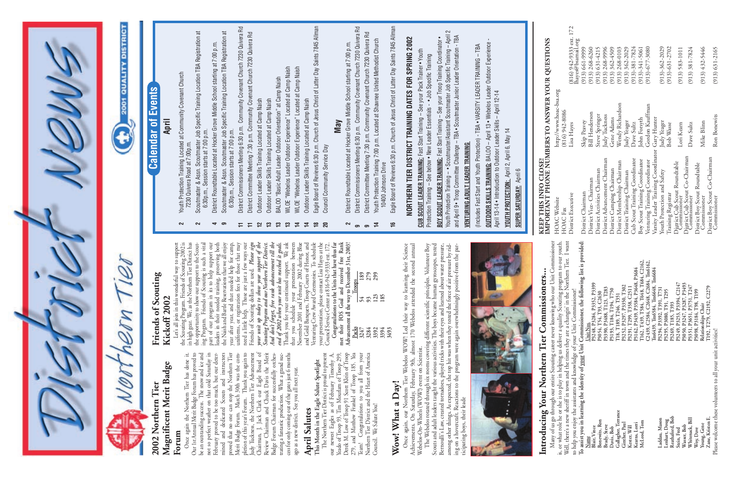# District News

## Northern Tier

2001 QUALITY DISTRICT

## 2002 Northern Tier Magnificent Merit Badge Forum

Once again the Northern Tier has done it. Our 1st Annual Merit Badge Forum has proved to be an outstanding success. The snow and ice and not so perfect weather on that cold Saturday in February proved to be too much, but our determined and dedicated Scouts and instructors proved that no one can stop the Northern Tier Merit Badge Forum. March 30th was the completion of this year's Forum. Thank you again to Judy Tuckness, the Northern Tier Advancement Chairman, J. Jack Clark our Eagle Board of Review Chairman and Chuck Davis the Merit Badge Forum Chairman for successfully orchestrating a fantastic production. What a grand success for only coming out of the gates just 6 months ago as a new district. See you all next year.

## April Salutes

**This Month in the Eagle Salute Spotlight**

The Northern Tier District is proud to present our newest Eagles as of February Timothy A. Yeado of Troop 93, Tim Moudlam of Troop 299, Derek M. Low of Troop 91 Scott Klein of Troop 279, and Matthew Frankel of Troop 185. Yea Team! Congratulations to you all from your Northern Tier District and the Heart of America Council. We Salute You!

## Friends of Scouting Kickoff 2002

Let's all join in this wonderful way to support the Scouting Program. Friends of Scouting 2002 is in high gear. We, as the Northern Tier District has the opportunity to show our support to the Scouting Program. Friends of Scouting is such a vital part of our program in its to help support our leaders in their needed training, preserving both the Nash and Bartle Reservations that we all enjoy year after year, and that needed help for camp, uniforms, or registration fees for those that may need a little help. Those are just a few ways our Friends of Scouting dollars are used. *Please sign your unit up today to show your support of the Scouting Program and our Northern Tier District. And don't forget, free rank advancement till the end of 2002 when your unit has reached it goals.* Thank you for your continued support. We ask that you schedule your presentation between November 2001 and February 2002 during Blue and Gold Banquets, Troop Courts of Honor, and Venturing Crew Award Ceremonies. To schedule your presentation, please contact Lisa Hayes at the Council Service Center at 816-942-9333 ext. 172.

**Congratulations to the Units that have thus far met their FOS Goal and received free Rank Advancement all the way to December 31st, 2003!**

| Packs | Troops | |
|---|---|---|
| 3247 | 54 | 189 |
| 3284 | 93 | 279 |
| 3392 | 123 | 299 |
| 3394 | 185 | |
| 3493 | | |

## Wow! What a Day!

Once again, our Northern Tier Webelos WOW! Led their way to learning their Science Achievements. On Saturday, February 9th, almost 170 Webelos attended the second annual Webelos-On-Wheels (WOW!) event on Scientist.

The Webelos rotated through six rooms covering different scientific principles. Volunteer Boy Scouts and adult leaders taught the various activities. The boys became human gyroscopes, tested Bernoulli's Law, created tornadoes, played tricks with their eyes and learned about water pressure, among other things. As expected, the top hit was when they tested the force of air pressure by riding on a hovercraft. Reactions to the program were again overwhelmingly positive-from the participating boys, their leade

## Calendar of Events

### April

- **2** Youth Protection Training Located at Community Covenant Church 7230 Quivera Road at 7:00p.m.
- **2** Scoutmaster & Assn. Scoutmaster Job Specific Training Location TBA Registration at 6:30p.m., Session starts at 7:00 p.m.
- **4** District Roundtable Located at Hocker Grove Middle School starting at 7:00 p.m.
- **9** Scoutmaster & Assn. Scoutmaster Job Specific Training Location TBA Registration at 6:30p.m., Session starts at 7:00 p.m.
- **11** District Commissioners Meeting 6:30 p.m. Community Covenant Church 7230 Quivera Rd
- **11** District Committee Meeting 7:30 p.m. Community Covenant Church 7230 Quivera Rd
- **12** Outdoor Leader Skills Training Located at Camp Naish
- **13** Outdoor Leader Skills Training Located at Camp Naish
- **13** BALOO "Basic Adult Leader Outdoor Orientation" at Camp Naish
- **13** WLOE "Webelos Leader Outdoor Experience" Located at Camp Naish
- **14** WLOE "Webelos Leader Outdoor Experience" Located at Camp Naish
- **14** Outdoor Leader Skills Training Located at Camp Naish
- **18** Eagle Board of Reviews 6:30 p.m. Church of Jesus Christ of Latter Day Saints 7845 Allman
- **20** Council Community Service Day

### May

- **2** District Roundtable Located at Hocker Grove Middle School starting at 7:00 p.m.
- **9** District Commissioners Meeting 6:30 p.m. Community Covenant Church 7230 Quivera Rd
- **9** District Committee Meeting 7:30 p.m. Community Covenant Church 7230 Quivera Rd
- **14** Youth Protection Training 7:00 p.m. Located at Shawnee United Methodist Church 10400 Johnson Drive
- **16** Eagle Board of Reviews 6:30 p.m. Church of Jesus Christ of Latter Day Saints 7845 Allman

### NORTHERN TIER DISTRICT TRAINING DATES FOR SPRING 2002

**CUB SCOUT LEADER TRAINING:** Fast Start Training – See your Pack Trainer • Youth Protection Training – See below • New Leader Essentials - • Job Specific Training

**BOY SCOUT LEADER TRAINING:** Fast Start Training – See your Troop Training Coordinator • Youth Protection Training – • Scoutmaster/Assistant Scoutmaster Job Specific Training – April 2 and April 9 • Troop Committee Challenge – TBA • Scoutmaster Junior Leader Orientation - TBA

**VENTURING ADULT LEADER TRAINING**

(Includes Fast Start and Youth Protection) - TBA • VARSITY LEADER TRAINING – TBA

**OUTDOOR SKILLS TRAINING:** BALOO – April 13 • Webelos Leader Outdoor Experience - April 13-14 • Introduction to Outdoor Leader Skills – April 12-14

**YOUTH PROTECTION:** April 2, April 6, May 14

**SUPER SATURDAY:** April 6

## Introducing Your Northern Tier Commissioners...

Many of us go through our entire Scouting career never knowing who our Unit Commissioner is, or what role he or she is to play in helping us deliver a quality Scouting program to our youth. Well, there's a new sheriff in town and the times they are a changin' in the Northern Tier. I want to help you enjoy the assistants and knowledge of your Unit Commissioner!

**To assist you in learning the identity of your Unit Commissioner, the following list is provided:**

| Name | Unit Nos. |
|---|---|
| Blair, Vince | P3248, P3284, P3352, P3399 |
| Bonewits, Ron | P3054, T54, T93, C2630 |
| Brady, Steve | P3390, P3488, T123, T283 |
| Davis, Bob | P3193, T184, T194, T750 |
| Gallagher, Terrance | T18, T189, T246, T351 |
| Gimber, Paul | P3252, P3297, P3350, T302 |
| Kester, Will | P3291, T299, T358, C2511 |
| Kearns, Lorri | P3162, P3439, P3584, P3648, P3684 |
| McLeod, Tom | T162, T439, T584, T648, T684, C2162, C2439, C2584, C2648, C2684, Tm6162, Tm6439, Tm6584, Tm6648, Tm6684 |
| Laddan, Mason | P3294, P3392, T391, T731 |
| Lenhart, Doug | P3295, P3080, T91, T295 |
| Reathaford, Bob | P3269, T185, T393 |
| Stein, Fred | P3249, P3253, P3394, C2147 |
| Wasser, Bob | P3050, P3247, P3287, P3493 |
| Whitenack, Bill | P3351, P3651, P3751, T247 |
| Way, Dave | P3098, P3184, T98, T199 |
| Young, Gene | Relationships Chair |
| Zane, Kristen E. | T192, T279, C2192, C2279 |

Please welcome these volunteers to all your unit activities!

## KEEP THIS INFO CLOSE! IMPORTANT PHONE NUMBERS TO ANSWER YOUR QUESTIONS

| | | |
|---|---|---|
| HOAC Website | http://www.hoac-bsa.org | |
| HOAC Fax | (816) 942-8086 | |
| District Executive | Lisa Hayes | (816) 942-9333 ext. 172 lhayes@bsamail.org |
| District Chairman | Skip Peavey | (913) 661-9999 |
| District Vice - Chairman | Bill Henderson | (913) 268-6260 |
| District Activities Chairman | Steve Springer | (913) 631-4215 |
| District Advancement Chairman | Judy Tuckness | (913) 268-9996 |
| District Camping Chairman | Gene Adams | (913) 362-4509 |
| District Membership Chairman | Wendy Richardson | (913) 268-0103 |
| District Training Chairman | Judy Yeager | (913) 362-2029 |
| Cub Scout Training Coordinator | Dave Sultz | (913)-381-7824 |
| Boy Scout Training Coordinator | John Forsyth | (913)-341-5061 |
| Venturing Training Coordinator | Gordon Kauffman | (913)-677-3080 |
| Varsity Leader Training Coordinator | Gary Hunter | |
| Youth Protection and Safety | Judy Yeager | (913)-362-2029 |
| Training Registrar | Bob Wasse | (913)-631-2702 |
| District Cub Scout Roundtable Commissioner | Lori Kearn | (913) 583-1011 |
| District Cub Scout Co-Chairman | Dave Sultz | (913) 381-7824 |
| District Boy Scout Roundtable Commissioner | Mike Blinn | (913) 432-5446 |
| District Boy Scout Co-Chairman | Ron Bonewits | (913) 631-2165 |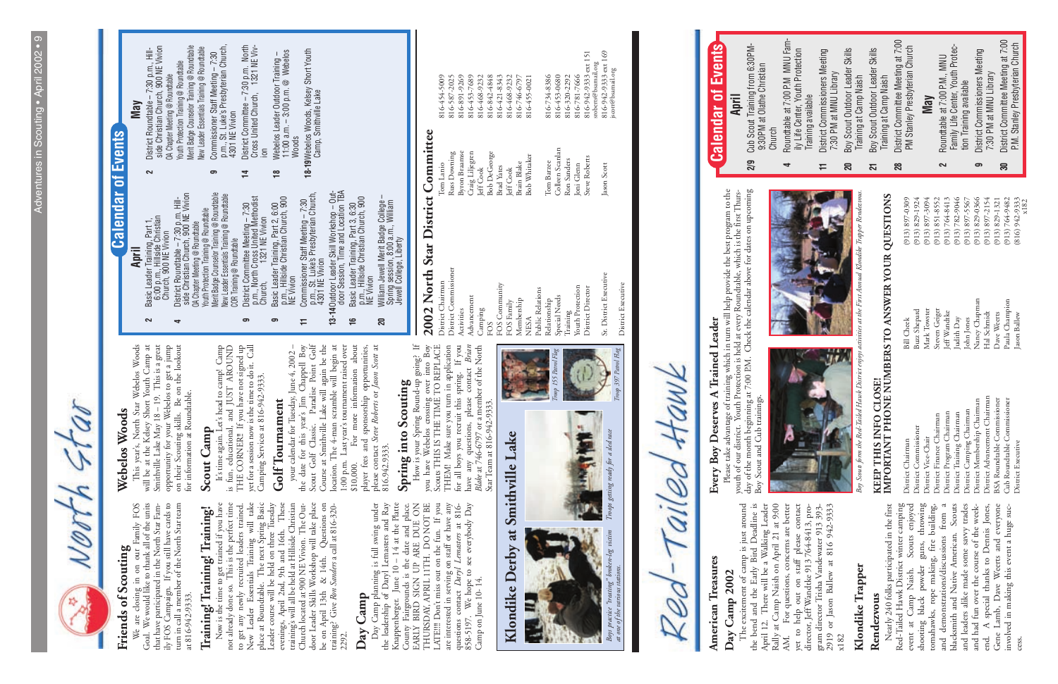# North Star

## Friends of Scouting

We are closing in on our Family FOS Goal. We would like to thank all of the units that have participated in the North Star Family FOS Campaign. If you still have cards to turn in call a member of the North Star team at 816-942-9333.

## Training! Training! Training!

Now is the time to get trained if you have not already done so. This is the perfect time to get any newly recruited leaders trained. New Leader Essentials Training will take place at Roundtable. The next Spring Basic Leader course will be held on three Tuesday evenings, April 2nd, 9th and 16th. These training's will all be held at Hillside Christian Church located at 900 NE Vivion. The Outdoor Leader Skills Workshop will take place be on April 13th & 14th. Questions on training? Give *Ron Sanders* a call at 816-320-2292.

## Day Camp

Day Camp planning is full swing under the leadership of Daryl Lemasters and Ray Knappenberger. June 10 – 14 at the Platte County Fairgrounds is the date and place. EARLY BIRD SIGN UP ARE DUE ON THURSDAY, APRIL 11TH. DO NOT BE LATE!!!! Don't miss out on the fun. If you are interested in serving on staff or have any questions contact *Daryl Lemasters* at 816-858-5197. We hope to see everybody Day Camp on June 10-14.

## Webelos Woods

This year's, North Star Webelos Woods will be at the Kelsey Short Youth Camp at Smithville Lake May 18 – 19. This is a great opportunity for your Webelos to get a jump on their Scouting skills. Be on the lookout for information at Roundtable.

## Scout Camp

It's time again. Let's head to camp! Camp is fun, educational, and JUST AROUND THE CORNER! If you have not signed up yet for a session now is the time to do it. Call Camping Services at 816-942-9333.

## Golf Tournament

your calendar for Tuesday, June 4, 2002 – the date for this year's Jim Chappell Boy Scout Golf Classic. Paradise Point Golf Course at Smithville Lake will again be the location. The 4-man scramble will begin at 1:00 p.m. Last year's tournament raised over $10,000. For more information about player fees and sponsorship opportunities, please contact *Steve Roberts* or *Jason Scott* at 816.942.9333.

## Spring into Scouting

How is your Spring Round-up going? If you have Webelos crossing over into Boy Scouts THIS IS THE TIME TO REPLACE THEM! Make sure you turn in application for all boys you recruit this spring. If you have any questions, please contact *Brian Blake* at 746-6797 or a member of the North Star Team at 816-942-9333.

## Klondike Derby at Smithville Lake

*Boys practice "treating" broken-leg victim at one of the various stations.*

*Troops getting ready for a sled race*

*Troop 355 Patrol Flag*

*Troop 397 Patrol Flag*

## Calendar of Events

### April

- **2** Basic Leader Training, Part 1, 6:00 p.m., Hillside Christian Church, 900 NE Vivion
- **4** District Roundtable – 7:30 p.m., Hillside Christian Church, 900 NE Vivion
  - OA Chapter Meeting @ Roundtable
  - Youth Protection Training @ Roundtable
  - Merit Badge Counselor Training @ Roundtable
  - New Leader Essentials Training @ Roundtable
  - COR Training @ Roundtable
- **9** District Committee Meeting – 7:30 p.m., North Cross United Methodist Church, 1321 NE Vivion
- **9** Basic Leader Training, Part 2, 6:00 p.m., Hillside Christian Church, 900 NE Vivion
- **11** Commissioner Staff Meeting – 7:30 p.m., St. Luke's Presbyterian Church, 4301 NE Vivion
- **13-14** Outdoor Leader Skill Workshop – Outdoor Session, Time and Location TBA
- **16** Basic Leader Training, Part 3, 6:30 p.m., Hillside Christian Church, 900 NE Vivion
- **20** William Jewell Merit Badge College – Spring session, 8:00 a.m., William Jewell College, Liberty

### May

- **2** District Roundtable – 7:30 p.m., Hillside Christian Church, 900 NE Vivion
  - OA Chapter Meeting @ Roundtable
  - Youth Protection Training @ Roundtable
  - Merit Badge Counselor Training @ Roundtable
  - New Leader Essentials Training @ Roundtable
- **9** Commissioner Staff Meeting – 7:30 p.m., St. Luke's Presbyterian Church, 4301 NE Vivion
- **14** District Committee – 7:30 p.m. North Cross United Church, 1321 NE Vivion
- **18** Webelos Leader Outdoor Training – 11:00 a.m. – 3:00 p.m. @ Webelos Woods
- **18-19** Webelos Woods, Kelsey Short Youth Camp, Smithville Lake

## 2002 North Star District Committee

| Position | Name | Phone |
|---|---|---|
| District Chairman | Tom Lanio | 816-454-5009 |
| District Commissioner | Russ Downing | 816-587-2025 |
| Activities | Byron Braamse | 816-891-9269 |
| Advancement | Craig Liljegren | 816-453-7689 |
| Camping | Jeff Cook | 816-468-9232 |
| FOS | Bob DeGeorge | 816-842-4848 |
| FOS Community | Brad Yates | 816-421-8343 |
| FOS Family | Jeff Cook | 816-468-9232 |
| Membership | Brain Blake | 816-746-6797 |
| NESA | Bob Whitaker | 816-455-0021 |
| Public Relations | | |
| Relationship | Tom Barzee | 816-734-8386 |
| Special Needs | Colleen Scanlan | 816-453-0680 |
| Training | Ron Sanders | 816-320-2292 |
| Youth Protection | Joni Glenn | 816-781-7666 |
| District Director | Steve Roberts | 816-942-9333 ext 151 sroberts@bsamail.org |
| Sr. District Executive | Jason Scott | 816-942-9333 ext 169 jscott@bsamail.org |
| District Executive | | |

# Red-Tailed Hawk

## American Treasures

## Day Camp 2002

The excitement of camp is just around the bend and the Early Bird Deadline is April 12. There will be a Walking Leader Rally at Camp Naish on April 21 at 9:00 AM. For questions, concerns are better yet to help out on staff please contact director, Jeff Wandtke 913 764-8413, program director Trisha Vandewater 913 393-2919 or Jason Ballew at 816 942-9333 x182

## Klondike Trapper Rendezvous

Nearly 240 folks participated in the first Red-Tailed Hawk District winter camping event at Camp Naish. Scouts enjoyed shooting black powder guns, throwing tomahawks, rope making, fire building, and demonstrations/discussions from a blacksmith and Native American. Scouts and leaders alike made some savvy trades and had fun over the course of the weekend. A special thanks to Dennis Jones, Gene Lamb, Dave Weerts and everyone involved in making this event a huge success.

## Every Boy Deserves A Trained Leader

Please take advantage of training which in turn will help provide the best program to the youth of our district. Youth Protection is held at every Roundtable, which is the first Thursday of the month beginning at 7:00 P.M. Check the calendar above for dates on upcoming Boy Scout and Cub trainings.

*Boy Scouts from the Red-Tailed Hawk District enjoys activities at the First Annual Klondike Trapper Rendezvous.*

## KEEP THIS INFO CLOSE! IMPORTANT PHONE NUMBERS TO ANSWER YOUR QUESTIONS

| Position | Name | Phone |
|---|---|---|
| District Chairman | Bill Cheek | (913) 897-0309 |
| District Commissioner | Buzz Shepard | (913) 829-1924 |
| District Vice-Chair | Mark Towster | (913) 897-3094 |
| District Finance Chairman | Steven Geiger | (913) 851-8552 |
| District Program Chairman | Jeff Wandtke | (913) 764-8413 |
| District Training Chairman | Judith Day | (913) 782-9946 |
| District Camping Chairman | John Jones | (913) 897-5567 |
| District Membership Chairman | Nancy Chapman | (913) 829-0366 |
| District Advancement Chairman | Hal Schmidt | (913) 897-2154 |
| BSA Roundtable Commissioner | Dave Weerts | (913) 829-1321 |
| Cub Roundtable Commissioner | Paula Champion | (913) 764-9482 |
| District Executive | Jason Ballew | (816) 942-9333 x182 |

## Calendar of Events

### April

- **2/9** Cub Scout Training from 6:30PM-9:30PM at Olathe Christian Church
- **4** Roundtable at 7:00 PM MNU Family Life Center, Youth Protection Training available
- **11** District Commissioners Meeting 7:30 PM at MNU Library
- **20** Boy Scout Outdoor Leader Skills Training at Camp Naish
- **21** Boy Scout Outdoor Leader Skills Training at Camp Naish
- **28** District Committee Meeting at 7:00 PM Stanley Presbyterian Church

### May

- **2** Roundtable at 7:00 PM., MNU Family Life Center, Youth Protection Training available
- **9** District Commissioners Meeting 7:30 PM at MNU Library
- **30** District Committee Meeting at 7:00 P.M. Stanley Presbyterian Church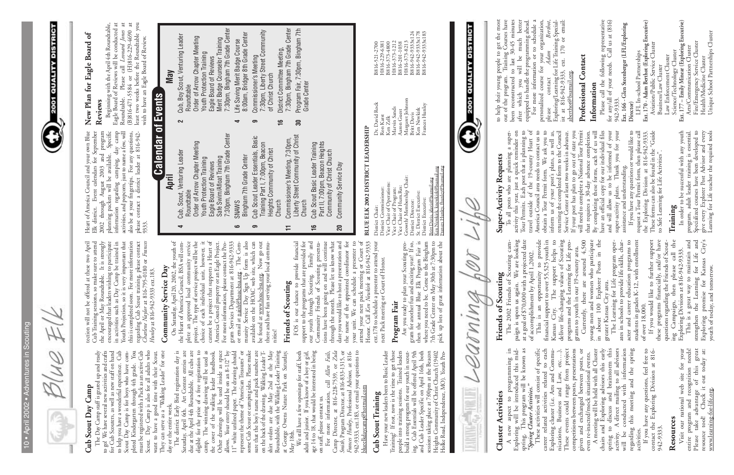# Blue Elk

## Cub Scout Day Camp

The Day Camp staff is geared up and ready to go! We have several new activities and crafts for Cub Scouts, as well as new staff on hand to help you have a wonderful experience. Cub Scout Day Camp is for boys who have completed Kindergarten through 4th grade. You must be registered with a Pack as an active Cub Scout. Day Camp is also for all adults who want to have a good time with their Scout. They can serve as a "Walking Leader" for one day or the entire week.

The district Early Bird registration day is Saturday, April 6th. Art Contest entries are due at the April 4th Roundtable. All cubs are eligible for the prize of a free registration to camp. The winning drawing will be used as the cover of the walking leader handbook. Other drawings will be used inside as space allows. Your entry should be on an 8-1/2" by 11" white unlined paper. The drawing should represent the theme of "American Treasures" or some Cub Scout or camping idea. Please make sure that the boy's name and pack number are on the back of the drawing. Walking Leader T-shirt orders are due May 2nd at the May Roundtable, with the Walking Leader Training at George Owens Nature Park on Saturday, May 18th.

We still have a few openings for staff, both adult and junior. If you know of a boy or girl, age 14 to 18, that would be interested in being on staff, please contact us.

For more information, call *Allen Fails*, Camp Director, at 816-228-7539, or *Zula Smith*, Program Director, at 816-833-1315, or *Frances Hunley*, Professional Advisor, at 816-942-9333, ext.183, or email your questions to blueelkdaycamp@hotmail.com

## Cub Scout Training

Have your new leaders been to Basic Leader Training? If not, now is the time to get those people into training sessions. Trained leaders build a strong program for our youth in scouting. Cub Essentials will be offered April 9th and Cub Leader Specific on April 16th, both sessions taking place at 7:00pm at the Beacon Heights Community of Christ Church (19402 Holke Road, Independence, MO). Youth Protection will not be offered at these two April Cub Training sessions, so make sure to attend the April or May Roundtable. It is strongly encouraged that leaders wishing to participate in activities such as Day Camp be trained in Youth Protection, so it is very important that this is completed soon. For more information regarding Cub Scout training, please contact *Charlene Naylor* at 816-795-0180 or *Frances Hunley* at 816-942-9333 ext.183.

## Community Service Day

On Saturday, April 20, 2002, the youth of the Heart of America Council, BSA will complete an approved local community service project. The type of service project will be the choice of each individual unit, however, it cannot be a project that supports a Heart of America Council property or an Eagle Project. For more information, please contact the Program Services Department at 816-942-9333 or email at naish@hoac-bsa.org. The Community Service Day Sign Up form is also available on the HOAC web site, which can be found at www.hoac-bsa.org. Now go out there and have fun serving your local communities!

## Friends of Scouting

FOS is our chance to provide financial support to the programs that are provided for our youth through Scouting. Family and Community Friends of Scouting presentations have been going on and will continue through the month. Please let us know what date you would like to host a presentation and the name of the appointed coordinator for your unit. We can schedule a presenter to attend your next pack meeting or Court of Honor. Call *Ken Newkirk* at 816-942-9333 ext.178 to schedule a presenter to attend your next Pack meeting or Court of Honor.

## Program Fair

Are you ready to plan your Scouting program for another fun and exciting year? If so, then the annual Blue Elk Program Fair is where you need to be. Come to the Bingham 7th Grade Center on May 30th at 7:30pm to pick up lots of great information about the Heart of America Council and your own Blue Elk district. Event calendars for September 2002 through August 2003 and program planning packets will be available. Specific information regarding camping, day camp activities, and popcorn, just to name a few, will also be at your fingertips. For any questions, please contact a district leader at 816-942-9333.

## New Plan for Eagle Board of Reviews

Beginning with the April 4th Roundtable, Eagle Board of Reviews will be conducted at Roundtable. Please call *Leonard Jones* at (B)816-471-5584 or (H)816-229-4690 at least two weeks before the Roundtable you wish to have an Eagle Board of Review.

## Calendar of Events

### April

- **4** Cub, Scout, Venturing Leader Roundtable
  Order of Arrow Chapter Meeting
  Youth Protection Training
  Eagle Board of Reviews
  Safe Swim/Afloat Training
  7:30pm, Bingham 7th Grade Center
- **6** SNAWS
  Bingham 7th Grade Center
- **9** Cub Scout Leader Essentials, Basic Training Part I, 7:00pm, Beacon Heights Community of Christ Church
- **11** Commissioner's Meeting, 7:30pm, Liberty Street Community of Christ Church
- **16** Cub Scout Basic Leader Training Part II, 7:00pm, Beacon Heights Community of Christ Church
- **20** Community Service Day

### May

- **2** Cub, Boy Scout, Venturing Leader Roundtable
  Order of Arrow Chapter Meeting
  Youth Protection Training
  Eagle Board of Reviews
  Merit Badge Counselor Training
  7:30pm, Bingham 7th Grade Center
- **4** Life Saving Merit Badge Course
  8:00am, Bridger 8th Grade Center
- **9** Commissioner's Meeting
  7:30pm, Liberty Street Community of Christ Church
- **16** District Committee Meeting, 7:30pm, Bingham 7th Grade Center
- **30** Program Fair, 7:30pm, Bingham 7th Grade Center

## BLUE ELK 2002 DISTRICT LEADERSHIP

| Position | Name | Phone |
|---|---|---|
| District Chair: | Dr. David Rock | B816-521-2700 |
| District Commissioner: | Ron Karst | H816-229-6381 |
| Vice Chair of Operations: | Ken Zelk | B816-373-4800 |
| Vice Chair of Program: | Marvin Sands | H816-373-1212 |
| Vice Chair of Hum.Res: | Aaron Guest | B816-201-1038 |
| Growth/ Membership Chair: | Margaret Johnson | H816-373-8213 |
| District Director: | Britt Davis | B816-942-9333x124 |
| Sr. District Executive: | Ken Newkirk | B816-942-9333x178 |
| District Executive: | Frances Hunley | B816-942-9333x183 |

Britt Davis bdavis@hoac-bsa.org
Ken Newkirk knewkirk@hoac-bsa.org
Frances Hunley fhunley@hoac-bsa.org

# Learning for Life

## Cluster Activities

A new aspect to programming in Exploring will be introduced this mid-spring. This program will be known as *"Spring Cluster Activities."*

These activities will consist of specific career related activities related to each Exploring cluster (i.e. Arts and Communications, Business and Law, etc…). These events could range from project competitions between posts, presentations given and exchanged between posts, or even re-enacted/mock situational events.

A meeting will be held with all Cluster chairs and Exploring advisors this early spring to discuss and brainstorm this activity. A direct mailing to all advisors will be conducted with information regarding this meeting and the spring activities.

If you have any questions, feel free to contact the Exploring Division at 816-942-9333.

## Resources

Visit our national web site for your entire program and recognition needs! Please take advantage of this great resource tool! Check it out today at: www.learning-for-life.org.

## Friends of Scouting

The 2002 Friends of Scouting campaign is upon us again. We are looking at a goal of $72,000 with a projected date of accomplishment by April 1,2002.

This is an opportunity to provide financial support to over 55,525 youth in Kansas City. The support helps to deliver life-changing values of Scouting programs and the Learning for Life programs to youth in our 19-county area.

Currently, there are around 4,500 young men and women who participate in about 100 Explorer Posts in the greater Kansas City area.

The Learning for Life program operates in schools to provide life skills, character and career education programs to students in grades K-12, with enrollment of over 18,000.

If you would like to further support these programs financially, and/or have questions regarding the Friends of Scouting Campaign, then please call the Exploring Division at 816-942-9333.

This is a great way to maintain and strengthen the Learning for Life and Exploring promise for Kansas City's youth of today, and tomorrow.

## Super-Activity Requests

To all posts who are planning a super-activity this year, just a quick reminder on Tour Permits. Each post that is planning to travel outside of the 19-county Heart of America Council area needs to contact us to obtain a Tour Permit form. We ask you to inform us of your post's plans, as well as, returning the completed form to the Council Service Center at least two weeks in advance.

If your post has plan to go out of state you will need to complete a National Tour Permit that requires a 30-day advance completion. By completing these forms, each of us will have an official copy for our individual files and will allow us to be informed of your super-activity plans. Thank you for your assistance and understanding.

If you have any questions or would like to request a Tour Permit form, then please call the Exploring Division at 816-942-9333. These forms can also be found in the "Guide to Safe Learning for Life Activities".

## Training

In order to be successful with any youth program, adult leader training is essential. Specialized courses have been developed to give every Explorer Post Advisor and every Learning for Life teacher the required tools to help their young people to get the most out of the program. Training Courses have been reconstructed to last 30-45 minutes after which you will be much better equipped to handle the programming ahead.

For more information or to schedule a personalized course for your organization, please contact *Adam Berthot*, Exploring/Learning for Life Training Specialist at 816-942-9333, ext. 170 or email: aberthot@hoac-bsa.org.

## Professional Contact Information

Please call the following representative for any/all of your needs. Call us at (816) 942-9333.

**Ext. 166 - Glen Steenberger (LFL/Exploring Director)**
LFL In-school Partnerships

**Ext. 170 - Adam Berthot (Exploring Executive)**
Aviation/Public Service Cluster
Business/Law Cluster
Law Enforcement Cluster
Science/Technology Cluster

**Ext. 177 – Emily Minear (Exploring Executive)**
Arts/Communication Cluster
Fire/Emergency Service Cluster
Health/Medicine Cluster
Unique School Partnerships Cluster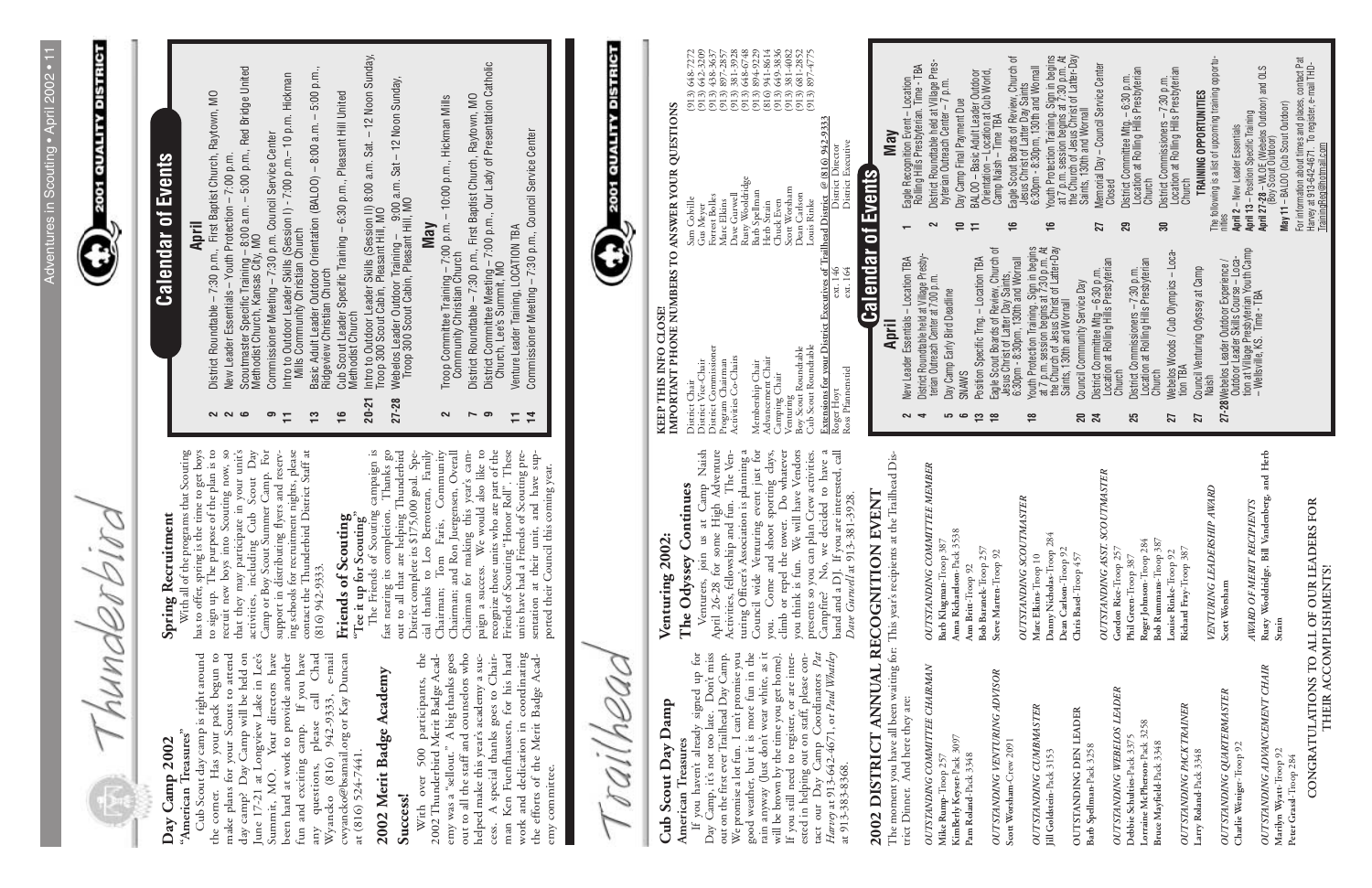# Thunderbird

## Day Camp 2002

### "American Treasures"

Cub Scout day camp is right around the corner. Has your pack begun to make plans for your Scouts to attend day camp? Day Camp will be held on June 17-21 at Longview Lake in Lee's Summit, MO. Your directors have been hard at work to provide another fun and exciting camp. If you have any questions, please call Chad Wyancko (816) 942-9333, e-mail cwyancko@bsamail.org or Kay Duncan at (816) 524-7441.

## 2002 Merit Badge Academy

### Success!

With over 500 participants, the 2002 Thunderbird Merit Badge Academy was a "sellout." A big thanks goes out to all the staff and counselors who helped make this year's academy a success. A special thanks goes to Chairman Ken Fuenfhaussen, for his hard work and dedication in coordinating the efforts of the Merit Badge Academy committee.

## Spring Recruitment

With all of the programs that Scouting has to offer, spring is the time to get boys to sign up. The purpose of the plan is to recruit new boys into Scouting now, so that they may participate in your unit's activities, including Cub Scout Day Camp or Boy Scout Summer Camp. For support in distributing flyers and reserving schools for recruitment nights, please contact the Thunderbird District Staff at (816) 942-9333.

## Friends of Scouting

### "Tee it up for Scouting"

The Friends of Scouting campaign is fast nearing its completion. Thanks go out to all that are helping Thunderbird District complete its $175,000 goal. Special thanks to Leo Berroteran, Family Chairman; Tom Faris, Community Chairman; and Ron Juergensen, Overall Chairman for making this year's campaign a success. We would also like to recognize those units who are part of the Friends of Scouting "Honor Roll". These units have had a Friends of Scouting presentation at their unit, and have supported their Council this coming year.

## Calendar of Events

### April

- **2** District Roundtable – 7:30 p.m., First Baptist Church, Raytown, MO
- **2** New Leader Essentials – Youth Protection – 7:00 p.m.
- **6** Scoutmaster Specific Training – 8:00 a.m. – 5:00 p.m., Red Bridge United Methodist Church, Kansas City, MO
- **9** Commissioner Meeting – 7:30 p.m. Council Service Center
- **11** Intro to Outdoor Leader Skills (Session I) - 7:00 p.m.–10 p.m. Hickman Mills Community Christian Church
- **13** Basic Adult Leader Outdoor Orientation (BALOO) – 8:00 a.m. – 5:00 p.m., Ridgeview Christian Church
- **16** Cub Scout Leader Specific Training – 6:30 p.m., Pleasant Hill United Methodist Church
- **20-21** Intro to Outdoor Leader Skills (Session II) 8:00 a.m. Sat. – 12 Noon Sunday, Troop 300 Scout Cabin, Pleasant Hill, MO
- **27-28** Webelos Leader Outdoor Training – 9:00 a.m. Sat – 12 Noon Sunday, Troop 300 Scout Cabin, Pleasant Hill, MO

### May

- **2** Troop Committee Training – 7:00 p.m. – 10:00 p.m., Hickman Mills Community Christian Church
- **7** District Roundtable – 7:30 p.m., First Baptist Church, Raytown, MO
- **9** District Committee Meeting – 7:00 p.m., Our Lady of Presentation Catholic Church, Lee's Summit, MO
- **11** Venture Leader Training, LOCATION TBA
- **14** Commissioner Meeting – 7:30 p.m., Council Service Center

# Trailhead

## Cub Scout Day Damp

### American Treasures

If you haven't already signed up for Day Camp, it's not too late. Don't miss out on the first ever Trailhead Day Camp. We promise a lot fun. I can't promise you good weather, but it is more fun in the rain anyway (Just don't wear white, as it will be brown by the time you get home). If you still need to register, or are interested in helping out on staff, please contact our Day Camp Coordinators *Pat Harvey* at 913-642-4671, or *Paul Whatley* at 913-383-8368.

## Venturing 2002:

### The Odyssey Continues

Venturers, join us at Camp Naish April 26-28 for some High Adventure Activities, fellowship and fun. The Venturing Officer's Association is planning a Council wide Venturing event just for you. Come and shoot sporting clays, climb or repel the tower. Do whatever you think is fun. We will have Vendors presents so you can plan Crew activities. Campfire? No, we decided to have a band and a DJ. If you are interested, call *Dave Garwell* at 913-381-3928.

## 2002 DISTRICT ANNUAL RECOGNITION EVENT

The moment you have all been waiting for: This year's recipients at the Trailhead District Dinner. And here they are:

*OUTSTANDING COMMITTEE CHAIRMAN*
**Mike Rump**-Troop 257
**KimBerly Keyser**-Pack 3097
**Pam Roland**-Pack 3348

*OUTSTANDING VENTURING ADVISOR*
**Scott Worsham**-Crew 2091

*OUTSTANDING CUBMASTER*
**Jill Goldstein**-Pack 3153

OUTSTANDING DEN LEADER
**Barb Spellman**-Pack 3258

*OUTSTANDING WEBELOS LEADER*
**Debbie Schulties**-Pack 3375
**Lorraine McPherson**-Pack 3258
**Bruce Mayfield**-Pack 3348

*OUTSTANDING PACK TRAINER*
**Larry Roland**-Pack 3348

*OUTSTANDING QUARTERMASTER*
**Charlie Weniger**-Troop 92

*OUTSTANDING ADVANCEMENT CHAIR*
**Marilyn Wyatt**-Troop 92
**Peter Grassl**-Troop 284

*OUTSTANDING COMMITTEE MEMBER*
**Barb Klugman**-Troop 387
**Anna Richardson**-Pack 3538
**Ann Britt**-Troop 92
**Bob Baranek**-Troop 257
**Steve Marten**-Troop 92

*OUTSTANDING SCOUTMASTER*
**Marc Elkins**-Troop 10
**Danny Nicholas**-Troop 284
**Dean Carlson**-Troop 92
**Chris Basel**-Troop 457

*OUTSTANDING ASST. SCOUTMASTER*
**Gordon Rice**-Troop 257
**Phil Green**-Troop 387
**Roger Johnson**-Troop 284
**Bob Rummans**-Troop 387
**Louise Rinke**-Troop 92
**Richard Fray**-Troop 387

*VENTURING LEADERSHIP AWARD*
**Scott Worsham**

*AWARD OF MERIT RECIPIENTS*
**Rusty Wooldridge, Bill Vandenberg, and Herb Strain**

CONGRATULATIONS TO ALL OF OUR LEADERS FOR THEIR ACCOMPLISHMENTS!

## KEEP THIS INFO CLOSE!

### IMPORTANT PHONE NUMBERS TO ANSWER YOUR QUESTIONS

| | | |
|---|---|---|
| District Chair | Sam Colville | (913) 648-7272 |
| District Vice-Chair | Gus Meyer | (913) 642-3209 |
| District Commissioner | Forrest Bolles | (913) 438-3637 |
| Program Chairman | Marc Elkins | (913) 897-2857 |
| Activities Co-Chairs | Dave Garwell | (913) 381-3928 |
| | Rusty Wooldridge | (913) 648-6748 |
| Membership Chair | Barb Spellman | (913) 894-9229 |
| Advancement Chair | Herb Strain | (816) 941-8614 |
| Camping Chair | Chuck Even | (913) 649-3836 |
| Venturing | Scott Worsham | (913) 381-4082 |
| Boy Scout Roundtable | Dean Carlson | (913) 681-2852 |
| Cub Scout Roundtable | Louis Rinke | (913) 897-4775 |

Extensions for your District Executives of Trailhead District @ (816) 942-9333

| | | |
|---|---|---|
| Roger Hoyt | ex. 146 | District Director |
| Ross Pfannenstiel | ex. 164 | District Executive |

## Calendar of Events

### April

- **2** New Leader Essentials – Location TBA
- **4** District Roundtable held at Village Presbyterian Outreach Center at 7:00 p.m.
- **5** Day Camp Early Bird Deadline
- **6** SNAWS
- **13** Position Specific Trng. – Location TBA
- **18** Eagle Scout Boards of Review, Church of Jesus Christ of Latter Day Saints, 6:30pm - 8:30pm, 130th and Wornall
- **18** Youth Protection Training, Sign in begins at 7 p.m. session begins at 7:30 p.m. At the Church of Jesus Christ of Latter-Day Saints, 130th and Wornall
- **20** Council Community Service Day
- **24** District Committee Mtg – 6:30 p.m. Location at Rolling Hills Presbyterian Church
- **25** District Commissioners – 7:30 p.m. Location at Rolling Hills Presbyterian Church
- **27** Webelos Woods / Cub Olympics – Location TBA
- **27** Council Venturing Odyssey at Camp Naish
- **27-28** Webelos Leader Outdoor Experience / Outdoor Leader Skills Course - Location at Village Presbyterian Youth Camp – Wellsville, KS. Time - TBA

### May

- **1** Eagle Recognition Event – Location Rolling Hills Presbyterian. Time - TBA
- **2** District Roundtable held at Village Presbyterian Outreach Center – 7 p.m.
- **10** Day Camp Final Payment Due
- **11** BALOO – Basic Adult Leader Outdoor Orientation – Location at Cub World, Camp Naish – Time TBA
- **16** Eagle Scout Boards of Review, Church of Jesus Christ of Latter Day Saints 6:30pm - 8:30pm, 130th and Wornall
- **16** Youth Protection Training, Sign in begins at 7 p.m. session begins at 7:30 p.m. At the Church of Jesus Christ of Latter-Day Saints, 130th and Wornall
- **27** Memorial Day – Council Service Center Closed
- **29** District Committee Mtg – 6:30 p.m. Location at Rolling Hills Presbyterian Church
- **30** District Commissioners – 7:30 p.m. Location at Rolling Hills Presbyterian Church

#### TRAINING OPPORTUNITIES

The following is a list of upcoming training opportunities

**April 2** – New Leader Essentials
**April 13** – Position Specific Training
**April 27-28** – WLOE (Webelos Outdoor) and OLS (Boy Scout Outdoor)
**May 11** – BALOO (Cub Scout Outdoor)

For information about times and places, contact Pat Harvey at 913-642-4671. To register, e-mail THD-Training@hotmail.com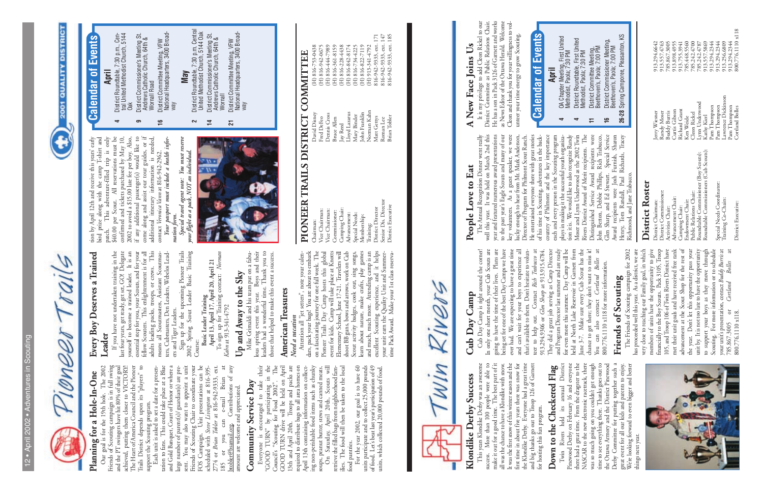# Pioneer Trails

## Planning for a Hole-In-One

Our goal is for the 19th hole. The 2002 Friends of Scouting campaign is in full swing and the PT swingers have hit 80% of their goal achieved, putting them closer to VICTORY! The Heart of America Council and the Pioneer Trails District depends upon its "players" to support the Scouting program.

Each unit is asked to set a date for a presentation to fans. This could take place at a Blue and Gold Banquet, Court of Honor or where a large number of parent(s)/ guardian(s) are present. You may also want to appoint a unit Friends of Scouting Chair to coordinate your FOS Campaign. Unit presentations can be scheduled with *Steve Livingston* at 816-395-2774 or *Brian Tobler* at 816-942-9333, ext. 185 or you can e-mail Brian at btobler@hoamail.org. Contributions of any amount are welcome and appreciated.

## Community Service Day

Everyone is encouraged to take their "GOOD TURN" by participating in the Council's "Scouting for Food 2002". The GOOD TURN drive will be held on April 13th and April 20th. Troops and packs are required to distribute bags to all area homes on April 13th containing information on collecting non-perishable food items such as chunky soups, peanut butter, stews and canned meats.

On Saturday, April 20th, Scouts will retrieve the filled bags from neighborhood families. The food will then be taken to the local food pantries.

For the year 2002, our goal is to have 60 units participate and to collect 25,000 pounds of food. Let's beat last year's participation of 49 units, which collected 20,000 pounds of food.

## Every Boy Deserves a Trained Leader

If you have not undertaken training in the last four years, get ready, get set, GO! Delegate yourself to become a trained leader. It is an essential step for you, your Scouts, and for your fellow Scouters. This enlightenment is for all adults leading packs, troops, or crews. This means all Scoutmasters, Assistant Scoutmasters, Cubmasters, Den Leaders, Webelos Leaders and Tiger Leaders.

Sign up for the upcoming Pioneer Trails 2002 Spring Scout Leader Basic Training Course:

**Basic Leader Training**
April 13, April 17, April 20, April 21

To sign up for Training contact: *Norman Kahn* at 913-341-4792

## Up and Away to the Sky

Mike Grimaldi and his team put on a fabulous spring event this year. Boys and their leaders had a wonderful time. Thank you to those that helped to make this event a success.

## American Treasures

*Need a vacation*

Attention all "jet setters", note your calendars, pack your bags! You are about to embark on a fascinating journey for one full week. The Pioneer Trails Day Camp hosts this global event for kids. Camp will take place at Knotts Elementary School, June 17-21. Travelers will shoot BB guns, bows and arrows, work on Cub Scout activity badges, cook out, sing songs, learn about nature, make crafts, play games and much, much more. Attending camp is an excellent Scouting experience, and it helps your unit earn the Quality Unit and Summertime Pack Award. Make your 1st class reservation by April 12th and receive this years' early bird prize along with the camp T-shirt and patch. This adventure-filled trip is only $40.00 per Scout. All reservations must be confirmed and tickets purchased by May 10, 2002 to avoid a $15.00 late fee per boy. Also, if any additional passenger(s) would like to come along and assist our tour guides, or if additional itinerary information is needed, contact *Veronica Vann* at 816-942-2962.

*Your passport must include a health information form.*

*Special travel agent note: You must reserve your flight as a pack, NOT an individual.*

## Calendar of Events

### April

- **4** District Roundtable, 7:30 p.m., Central United Methodist Church, 5144 Oak
- **9** District Commissioner's Meeting St. Andrews Catholic Church, 64th & Wornall Road
- **16** District Committee Meeting, VFW National Headquarters, 3400 Broadway

### May

- **2** District Roundtable, 7:30 p.m. Central United Methodist Church, 5144 Oak
- **14** District Commissioner's Meeting St. Andrews Catholic Church, 64th & Wornall
- **21** District Committee Meeting, VFW National Headquarters, 3400 Broadway

## PIONEER TRAILS DISTRICT COMMITTEE

| Position | Name | Phone |
|---|---|---|
| Chairman: | David Disney | (H) 816-753-0438 |
| Vice Chairman: | Fred DeFeo | (H) 816-942-0675 |
| Vice Chairman: | Dennis Cross | (H) 816-444-7989 |
| Commissioner: | Bruce Allen | (H) 816-361-8159 |
| Camping Chair: | Jay Reed | (H) 816-228-4438 |
| Advancement: | Lloyd Lazarus | (H) 816-842-8174 |
| Special Needs: | Mary Binder | (H) 816-734-4225 |
| Membership: | John Franklin | (H) 816-822-7119 |
| Training: | Norman Kahn | (H) 913-341-4792 |
| District Director | Matt Gettys | 816-942-9333, ext. 171 |
| Senior Dis. Director | Roman Lee | 816-942-9333, ext. 147 |
| District Executive | Brian Tobler | 816-942-9333, ext. 185 |

# Twin Rivers

## Klondike Derby Success

This years Klondike Derby was an awesome success. More than 100 people were able to make it out for a good time. The best part of it all was the chance to have a Klondike with snow. It was the first snow of this winter season and the first time in about five years there was snow for the Klondike Derby. Everyone had a great time and big thanks go out to Troop 126 of Garnett for hosting this fun program.

## Down to the Checkered Flag

Twin Rivers held its annual District Pinewood Derby on February 16 and everyone there had a great time. From the dragster to the NASCAR to the new electronic racetrack, there was so much going on you couldn't get enough time to see everything there. Thanks goes out to the Ottawa Armory and the District Pinewood Derby Committee for putting together such a great event for all our kids and parents to enjoy. We're looking forward to even bigger and better things next year.

## Cub Day Camp

Cub Day Camp is right around the corner! In only one short month, your Cub Scouts are going to have the time of their lives. Plans are being set for one of the best Day Camps we have ever had. We are expecting to have a great time and can't wait for your boys to experience all that's available to them. Don't hesitate to volunteer to help out. Contact *Rich Trabucco* at 913-294-9306 or *Glen Sharp* at 913-915-4784. They did a great job serving as Camp Director and Program Director last summer and are ready for even more this summer. Day Camp will be held at North Lake Reservoir in Garnett from June 3-7. Make sure every Cub Scout has the chance to get there; they don't want to miss it! You can also contact *Cortland Bolles* at 800-776.1110 x118 for more information.

## Friends of Scouting

The Friends of Scouting campaign for 2002 has proceeded well this year. As a district, we are very close to reaching our Family goal, in which members of units have the opportunity to give financially to the Boy Scouts. Pack 3105, Troop 105, and Troop 106 of Twin Rivers District have met their unit goals and have received free rank advancement at the Scout Shop for the rest of the year. Don't let this opportunity pass your unit by. It is not too late to have the opportunity to support your boys as they move through Scouting. For more information or to schedule your unit's presentation, contact *Buddy Burris* at 785.867.3005 or *Cortland Bolles* at 800.776.1110 x118.

## People Love to Eat

The Annual Recognition Dinner went really well this year. It was held on March 2nd this year and featured numerous award presentations to the past year's Eagle Scouts and many of our key volunteers. As a guest speaker, we were lucky enough to hear from Mr. Mark Anderson, Director of Program for Philmont Scout Ranch. He entertained everyone there with great stories of his time in Scouting, adventures in the backcountry of Philmont and the key importance each and every person in the Scouting program plays in making it the successful youth organization it is. We would like to also recognize Randy Moser and Lynn Underwood as the 2002 Twin Rivers District Award of Merit recipients. The Distinguished Service Award recipients were John Berton, Debbie Phillips, Rich Trabucco, Glen Sharp, and Ed Stewart. Special Service Award recipients were Josh Furnish, Sharon Henry, Tom Randall, Paul Richards, Tracey Richmond, and Jane Trabucco.

## A New Face Joins Us

It is my privilege to add Cleon Rickel to our District Committee as Public Relations Chair. He has a son in Pack 3126 of Garnett and works as News Editor of the Ottawa Herald. Welcome Cleon and thank you for your willingness to volunteer your time energy to grow Scouting.

## Calendar of Events

### April

- **4** OA Chapter Meeting, First United Methodist, Paola; 7:30 PM
- **4** District Roundtable, First United Methodist, Paola; 7:30 PM
- **11** District Committee Meeting, Beethoven's, Paola; 7:00 PM
- **16** District Commissioner Meeting, Beethoven's, Paola; 7:00 PM
- **26-28** Spring Camporee, Pleasanton, KS

## District Roster

| Position | Name | Phone |
|---|---|---|
| District Chairman: | Jerry Wiesner | 913.294.6642 |
| District Commissioner: | Randy Moser | 913.557.4763 |
| Activities Chair: | Buddy Burris | 785.867.3005 |
| Advancement Chair: | Curtis Gibson | 913.898.4955 |
| Camping Chair: | Richard Grant | 913.755.3941 |
| Endowment Chair: | Ken Weide | 785.448.5560 |
| Public Relations Chair: | Cleon Rickel | 785.242.4700 |
| Roundtable Commissioner (Boy Scouts): | Lynn Underwood | 785.242.4787 |
| Roundtable Commissioners (Cub Scouts): | Kathy Kaiser | 913.557.5869 |
| | Pam Thompson | 913.294.2344 |
| Special Needs Coordinator: | Pam Thompson | 913.294.2344 |
| Training Co-Chairs: | Lawrence Dickinson | 913.256.6809 |
| | Pam Thompson | 913.294.2344 |
| District Executive: | Cortland Bolles | 800.776.1110 x118 |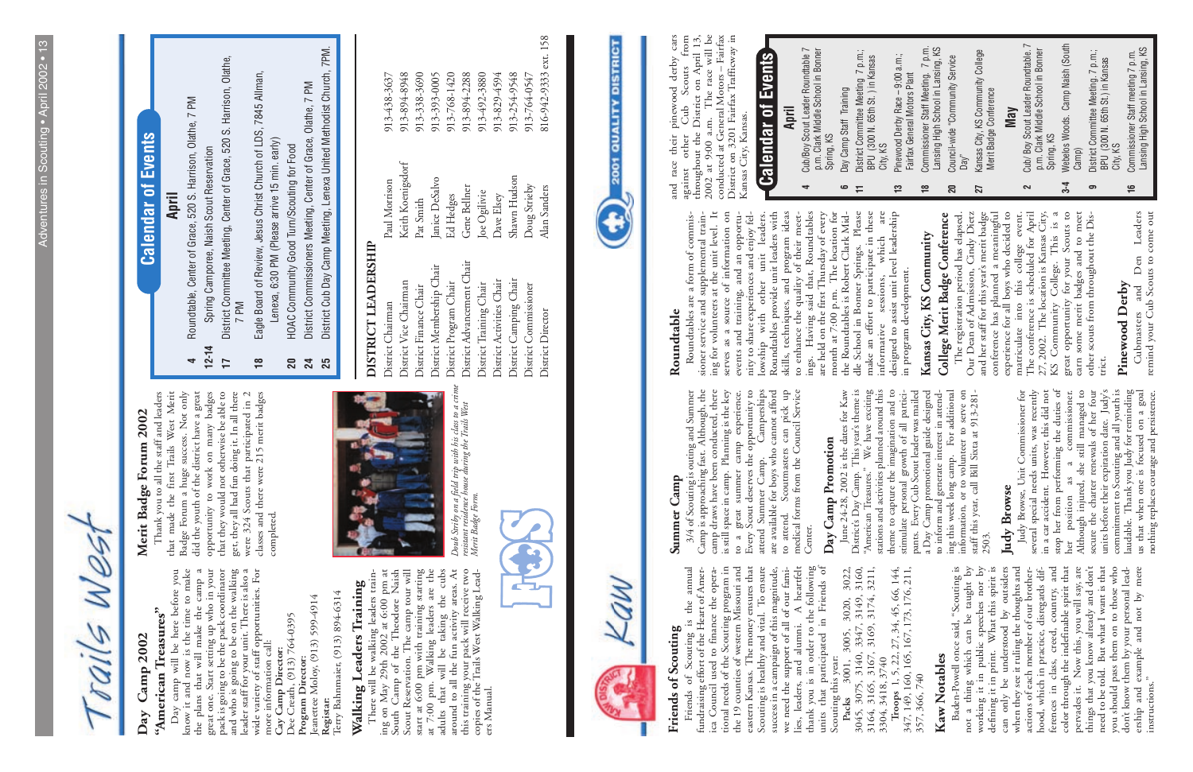# Trails West

## Day Camp 2002

### "American Treasures"

Day camp will be here before you know it and now is the time to make the plans that will make the camp a great one. Start setting up who in your pack is going to be the pack coordinator and who is going to be on the walking leader staff for your unit. There is also a wide variety of staff opportunities. For more information call:

**Cay Camp Director:**
Dee Creath, (913) 764-0395

**Program Director:**
Jeanettee Moloy, (913) 599-4914

**Registar:**
Terry Bahnmaier, (913) 894-6314

## Walking Leaders Training

There will be walking leaders training on May 29th 2002 at 6:00 pm at South Camp of the Theodore Naish Scout Reservation. The camp tour will start at 6:00 pm with training starting at 7:00 pm. Walking leaders are the adults that will be taking the cubs around to all the fun activity areas. At this training your pack will receive two copies of the Trails West Walking Leaders Manual.

## Merit Badge Forum 2002

Thank you to all the staff and leaders that made the first Trails West Merit Badge Forum a huge success. Not only did the youth of the district have a great opportunity to work on many badges that they would not otherwise be able to get, they all had fun doing it. In all there were 324 Scouts that participated in 2 classes and there were 215 merit badges completed.

*Doub Streby on a field trip with his class to a crime resistant residence house during the Trails West Merit Badge Form.*

## Calendar of Events

### April

- **4** Roundtable, Center of Grace, 520 S. Harrison, Olathe, 7 PM
- **12-14** Spring Camporee, Naish Scout Reservation
- **17** District Committee Meeting, Center of Grace, 520 S. Harrison, Olathe, 7 PM
- **18** Eagle Board of Review, Jesus Christ Church of LDS, 7845 Allman, Lenexa, 6:30 PM (Please arrive 15 min. early)
- **20** HOAC Community Good Turn/Scouting for Food
- **24** District Commissioners Meeting, Center of Grace, Olathe, 7 PM
- **25** District Cub Day Camp Meeting, Lenexa United Methodist Church, 7PM.

## DISTRICT LEADERSHIP

| Position | Name | Phone |
|---|---|---|
| District Chairman | Paul Morrison | 913-438-3637 |
| District Vice Chairman | Keith Koenigsdorf | 913-894-8948 |
| District Finance Chair | Pat Smith | 913-338-3690 |
| District Membership Chair | Janice DeSalvo | 913-393-0005 |
| District Program Chair | Ed Hedges | 913-768-1420 |
| District Advancement Chair | Gene Bellner | 913-894-2288 |
| District Training Chair | Joe Ogilvie | 913-492-3880 |
| District Activities Chair | Dave Elsey | 913-829-4594 |
| District Camping Chair | Shawn Hudson | 913-254-9548 |
| District Commissioner | Doug Strieby | 913-764-0547 |
| District Director | Alan Sanders | 816-942-9333 ext. 158 |

# Kaw

## Friends of Scouting

Friends of Scouting is the annual fundraising effort of the Heart of America Council used to finance the operational needs of the Scouting program in the 19 counties of western Missouri and eastern Kansas. The money ensures that Scouting is healthy and vital. To ensure success in a campaign of this magnitude, we need the support of all of our families, leaders, and alumni. A heartfelt thank you is in order to the following units that participated in Friends of Scouting this year:

**Packs** 3001, 3005, 3020, 3022, 3045, 3075, 3140, 3347, 3149, 3160, 3164, 3165, 3167, 3169, 3174, 3211, 3304, 3418, 3740

**Troops** 1, 5, 22, 27, 34, 45, 66, 144, 347, 149, 160, 165, 167, 173, 176, 211, 357, 366, 740

## Kaw Notables

Baden-Powell once said, "Scouting is not a thing which can be taught by working it in public speeches nor by defining it in print. What this spirit is can only be understood by outsiders when they see it ruling the thoughts and actions of each member of our brotherhood, which in practice, disregards differences in class, creed, country, and color through the indefinable spirit that pervades it. Now this, you will say, are things that you know already and don't need to be told. But what I want is that you should pass them on to those who don't know them by your personal leadership and example and not by mere instructions."

## Summer Camp

3/4 of Scouting is outing and Summer Camp is approaching fast. Although, the camp draws have been conducted, there is still space in camp. Planning is the key to a great summer camp experience. Every Scout deserves the opportunity to attend Summer Camp. Camperships are available for boys who cannot afford to attend. Scoutmasters can pick up medical forms from the Council Service Center.

## Day Camp Promotion

June 24-28, 2002 is the dates for Kaw District's Day Camp. This year's theme is "American Treasures." We have exciting stations and activities planned around this theme to capture the imagination and to stimulate personal growth of all participants. Every Cub Scout leader was mailed a Day Camp promotional guide designed to inform and generate interest in attending this week long camp. For additional information, or to volunteer to serve on staff this year, call Bill Sixta at 913-281-2503.

## Judy Browse

Judy Browse, Unit Commissioner for several special needs units, was recently in a car accident. However, this did not stop her from performing the duties of her position as a commissioner. Although injured, she still managed to secure the charter renewals of her four units before their expiration date. Judy's commitment to Scouting and all youth is laudable. Thank you Judy for reminding us that when one is focused on a goal nothing replaces courage and persistence.

## Roundtable

Roundtables are a form of commissioner service and supplemental training for volunteers at the unit level. It serves as a source of information on events and training, and an opportunity to share experiences and enjoy fellowship with other unit leaders. Roundtables provide unit leaders with skills, techniques, and program ideas to enhance the quality of their meetings. Having said that, Roundtables are held on the first Thursday of every month at 7:00 p.m. The location for the Roundtables is Robert Clark Middle School in Bonner Springs. Please make an effort to participate in these informative sessions, which are designed to assist unit level leadership in program development.

## Kansas City, KS Community College Merit Badge Conference

The registration period has elapsed. Our Dean of Admission, Cindy Dietz and her staff for this year's merit badge conference has planned a meaningful experience for all boys who decided to matriculate into this college event. The conference is scheduled for April 27, 2002. The location is Kansas City, KS Community College. This is a great opportunity for your Scouts to earn some merit badges and to meet other scouts from throughout the District.

## Pinewood Derby

Cubmasters and Den Leaders remind your Cub Scouts to come out and race their pinewood derby cars against other Cub Scouts from throughout the District on April 13, 2002 at 9:00 a.m. The race will be conducted at General Motors – Fairfax District on 3201 Fairfax Trafficway in Kansas City, Kansas.

## Calendar of Events

### April

- **4** Cub/Boy Scout Leader Roundtable 7 p.m. Clark Middle School in Bonner Spring, KS
- **6** Day Camp Staff Training
- **11** District Committee Meeting 7 p.m.; BPU (300 N. 65th St. ) in Kansas City, KS
- **13** Pinewood Derby Race – 9:00 a.m.; Fairfax General Motors Plant
- **18** Commissioner Staff Meeting, 7 p.m. Lansing High School in Lansing, KS
- **20** Council-wide "Community Service Day"
- **27** Kansas City, KS Community College Merit Badge Conference

### May

- **2** Cub/ Boy Scout Leader Roundtable 7 p.m. Clark Middle School in Bonner Spring, KS
- **3-4** Webelos Woods. Camp Naish (South Camp)
- **9** District Committee Meeting, 7 p.m.; BPU (300 N. 65th St.) in Kansas City, KS
- **16** Commissioner Staff meeting 7 p.m. Lansing High School in Lansing, KS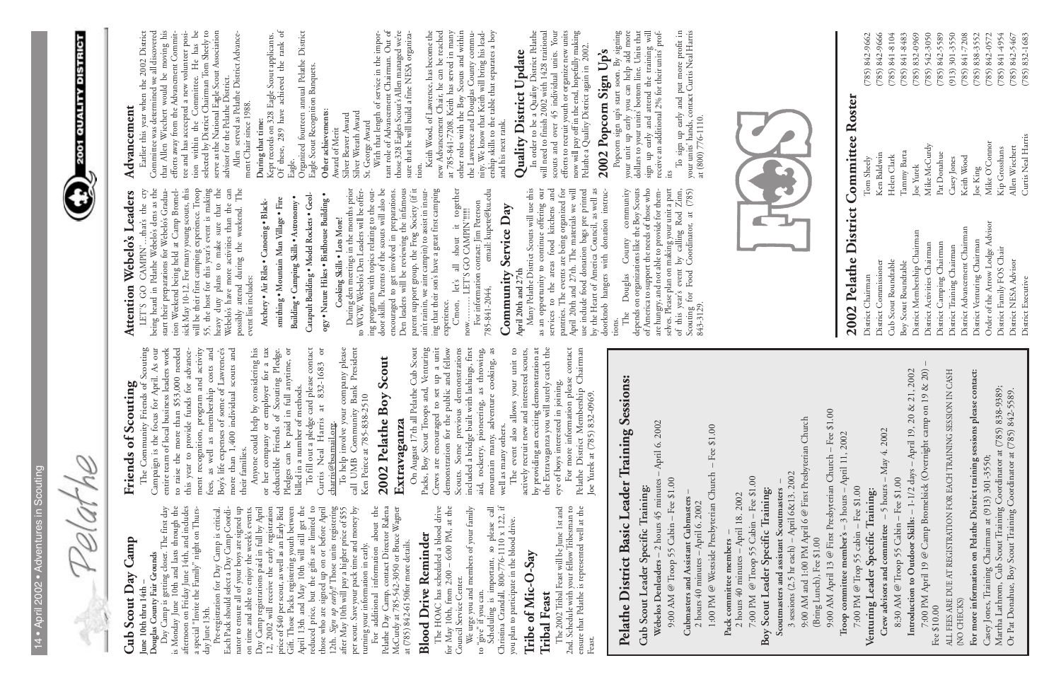# Pelathe

## Cub Scout Day Camp

**June 10th thru 14th – Douglas County Fair Grounds**

Day Camp is getting closer. The first day is Monday June 10th and lasts through the afternoon on Friday June 14th, and includes a special "Invite the Family" night on Thursday June 13th.

Pre-registration for Day Camp is critical. Each Pack should select a Day Camp Coordinator to ensure all of your boys are signed up on time and able to enjoy the week's events. Day Camp registrations paid in full by April 12, 2002 will receive the early registration price of $40 per scout, as well as an Early Bird Gift. Those Packs registering youth between April 13th and May 10th will still get the reduced price, but the gifts are limited to those who are signed up on or before April 12th. *Sign up early!!* Those units registering after May 10th will pay a higher price of $55 per scout. Save your pack time and money by turning your information in early.

For additional information about the Pelathe Day Camp, contact Director Ralena McCurdy at 785-542-3050 or Bruce Wagner at (785) 842-6150for more details.

## Blood Drive Reminder

The HOAC has scheduled a blood drive for May 10th, from 2:00 – 6:00 PM, at the Council Service Center.

We urge you and members of your family to "give" if you can.

Scheduling is important, so please call Christina Crandall, 800-776-1110 x 122, if you plan to participate in the blood drive.

## Tribe of Mic-O-Say Tribal Feast

The 2002 Tribal Feast will be June 1st and 2nd. Schedule with your fellow Tribesman to ensure that Pelathe is represented well at the Feast.

## Friends of Scouting

The Community Friends of Scouting Campaign is the focus for April. As our entire team of local business leaders work to raise the more than $53,000 needed this year to provide funds for advancement recognition, program and activity fees, as well as membership costs and Boy's life expenses of some of Lawrence's more than 1,400 individual scouts and their families.

Anyone could help by considering his or her company or employer for a tax deductible Friends of Scouting Pledge. Pledges can be paid in full anytime, or billed in a number of methods.

To fill out a pledge card please contact Curtis Neal Harris at 832-1683 or charris@bsamail.org.

To help involve your company please call UMB Community Bank President Ken Peirce at 785-838-2510

## 2002 Pelathe Boy Scout Extravaganza

On August 17th all Pelathe Cub Scout Packs, Boy Scout Troops and, Venturing Crews are encouraged to set up a unit demonstration for the public and fellow Scouts. Some previous demonstrations included a bridge built with lashings, first aid, rocketry, pioneering, ax throwing, mountain many, adventure cooking, as well as many others.

The event also allows your unit to actively recruit new and interested scouts, by providing an exciting demonstration at the Extravaganza you will surely catch the eye of boys interested in joining.

For more information please contact Pelathe District Membership Chairman Joe Yurek at (785) 832-0969.

## Attention Webelo's Leaders

LET'S GO CAMPIN'…that's the cry being heard in Pelathe Webelo's dens as the start their preparations for Webelo's Graduation Weekend being held at Camp Bromelsick May 10-12. For many young scouts, this will be their first camping experience. Troop 55, the host for this year's event is making heavy duty plans to make sure that the Webelo's have more activities than the can possibly attend during the weekend. The event list includes:

**Archery • Air Rifles • Canoeing • Blacksmithing • Mountain Man Village • Fire Building • Camping Skills • Astronomy • Catapult Building • Model Rockets • Geology • Nature Hikes • Birdhouse Building • Cooking Skills • Lots More!**

During den meetings in the months prior to WGW, Webelo's Den Leaders will be offering programs with topics relating to the outdoor skills, Parents of the scouts will also be encouraged to get involved in preparations. Den leaders will be reviewing the infamous parent support group, the Frog Society (if it ain't rainin, we aint campin) to assist in insuring that their son's have a great first camping experience.

C'mon, let's all shout it together now………LET'S GO CAMPIN'!!!!!

For information contact Jim Peterson 785-841-2044, email: kupete@ku.edu

## Community Service Day

**April 20th and 27th**

Many Pelathe District Scouts will use this as an opportunity to continue offering our services to the areas food kitchens and pantries. The events are being organized for April 20th and 27th. The materials we will use include food donation bags pre printed by the Heart of America Council, as well as doorknob hangers with donation instructions.

The Douglas County community depends on organizations like the Boy Scouts of America to support the needs of those who are hungry, and not able to provide for themselves. Please plan on making your unit a part of this year's event by calling Rod Zinn, Scouting for Food Coordinator, at (785) 843-3129.

## Advancement

Earlier this year when the 2002 District Committee was determined we all discovered that Allen Wiechert would be moving his efforts away from the Advancement Committee and has accepted a new volunteer position within the Committee. He has be selected by District Chairman Tom Sheely to serve as the National Eagle Scout Association advisor for the Pelathe District.

Allen served as Pelathe District Advancement Chair since 1988.

**During that time:**

Kept records on 328 Eagle Scout applicants. Of these, 289 have achieved the rank of Eagle.

Organized fourteen annual Pelathe District Eagle Scout Recognition Banquets.

**Other achievements:**

Award of Merit
Silver Beaver Award
Silver Wreath Award
St. George Award

With that length of service in the important role of Advancement Chairman. Out of those 328 Eagles Scout's Allen managed we're sure that he will build a fine NESA organization.

Keith Wood, of Lawrence, has become the new Advancement Chair, he can be reached at 785-841-7208. Keith has served in many other roles with the Boy Scouts and within the Lawrence and Douglas County community. We know that Keith will bring his leadership skills to the table that separates a boy and his next rank.

## Quality District Update

In order to be a Quality District Pelathe will need to finish 2002 with 1428 traitional scouts and over 45 individual units. Your efforts to recruit youth or organize new units now will pay off in the end, hopefully making Pelathe a Quality District again in 2002.

## 2002 Popcorn Sign Up's

Popcorn sign up's start soon. By signing your unit up early you can help add more dollars to your units' bottom line. Units that sign up early and attend the training will receive an additional 2% for their units' profits

To sign up early and put more profit in your units' hands, contact Curtis Neal Harris at (800) 776-1110.

## Pelathe District Basic Leader Training Sessions:

**Cub Scout Leader Specific Training:**

**Webelos Denleaders** – 2 hours 45 minutes – April 6, 2002
9:00 AM @ Troop 55 Cabin – Fee $1.00

**Cubmasters and Assistant Cubmasters** –
2 hours 40 minutes – April 6, 2002
1:00 PM @ Westside Presbyterian Church – Fee $1.00

**Pack committee members** –
2 hours 40 minutes – April 18, 2002
7:00 PM @ Troop 55 Cabin – Fee $1.00

**Boy Scout Leader Specific Training:**

**Scoutmasters and assistant Scoutmasters** –
3 sessions (2.5 hr each) – April 6&13, 2002
9:00 AM and 1:00 PM April 6 @ First Presbyterian Church (Bring Lunch), Fee $1.00
9:00 AM April 13 @ First Presbyterian Church – Fee $1.00

**Troop committee member's** – 3 hours – April 11, 2002
7:00 PM @ Trop 55 cabin – Fee $1.00

**Venturing Leader Specific Training:**

**Crew advisors and committee** – 5 hours – May 4, 2002
8:30 AM @ Troop 55 Cabin – Fee $1.00

**Introduction to Outdoor Skills:** – 1-1/2 days – April 19, 20 & 21, 2002
7:00 PM April 19 @ Camp Bromelsick (Overnight camp on 19 & 20) – Fee $10.00

ALL FEES ARE DUE AT REGISTRATION FOR EACH TRAINING SESSION IN CASH (NO CHECKS)

**For more information on Pelathe District training sessions please contact:**

Casey Jones, Training Chairman at (913) 301-3550;
Martha Lathrom, Cub Scout Training Coordinator at (785) 838-9389;
Or Pat Donahue, Boy Scout Training Coordinator at (785) 842-5589.

## 2002 Pelathe District Committee Roster

| Position | Name | Phone |
|---|---|---|
| District Chairman | Tom Sheely | (785) 842-9662 |
| District Commissioner | Ken Baldwin | (785) 842-9666 |
| Cub Scout Roundtable | Helen Clark | (785) 841-8104 |
| Boy Scout Roundtable | Tammy Barta | (785) 841-8483 |
| District Membership Chairman | Joe Yurek | (785) 832-0969 |
| District Activities Chairman | Mike McCurdy | (785) 542-3050 |
| District Camping Chairman | Pat Donahue | (785) 842-5589 |
| District Training Chairman | Casey Jones | (913) 301-3550 |
| District Advancement Chairman | Keith Wood | (785) 841-7208 |
| District Venturing Chairman | Joe King | (785) 838-3552 |
| Order of the Arrow Lodge Advisor | Mike O'Connor | (785) 842-0572 |
| District Family FOS Chair | Kip Grosshans | (785) 841-4954 |
| District NESA Advisor | Allen Wiechert | (785) 842-5467 |
| District Executive | Curtis Neal Harris | (785) 832-1683 |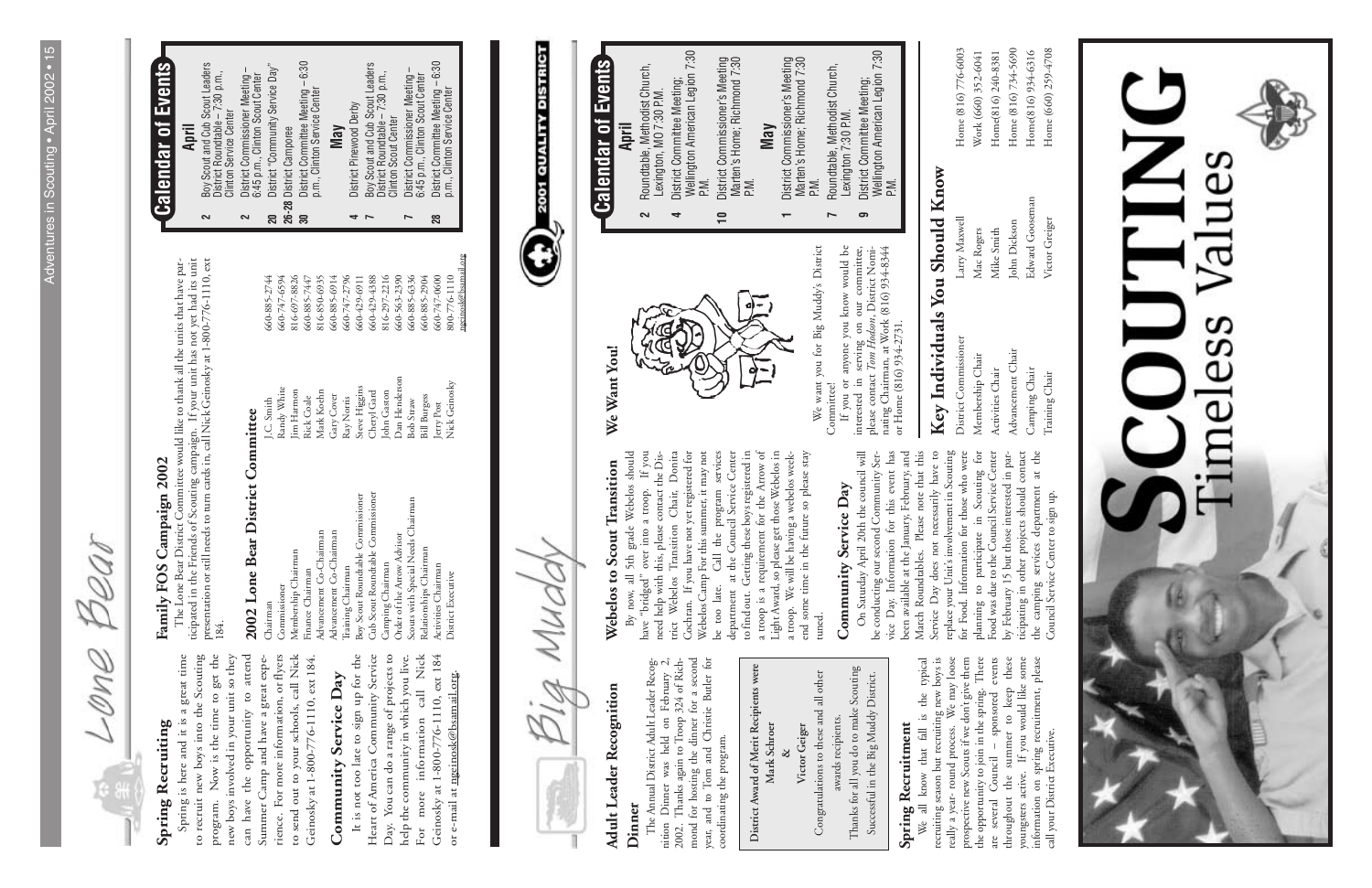# Lone Bear

## Spring Recruiting

Spring is here and it is a great time to recruit new boys into the Scouting program. Now is the time to get the new boys involved in your unit so they can have the opportunity to attend Summer Camp and have a great experience. For more information, or flyers to send out to your schools, call Nick Geinosky at 1-800-776-1110, ext 184.

## Community Service Day

It is not too late to sign up for the Heart of America Community Service Day. You can do a range of projects to help the community in which you live. For more information call Nick Geinosky at 1-800-776-1110, ext 184 or e-mail at ngeinosk@bsamail.org.

## Family FOS Campaign 2002

The Lone Bear District Committee would like to thank all the units that have participated in the Friends of Scouting campaign. If your unit has not yet had its unit presentation or still needs to turn cards in, call Nick Geinosky at 1-800-776-1110, ext 184.

## 2002 Lone Bear District Committee

| Position | Name | Phone |
|---|---|---|
| Chairman | J.C. Smith | 660-885-2744 |
| Commissioner | Randy White | 660-747-6594 |
| Membership Chairman | Jim Harmon | 816-697-8826 |
| Finance Chairman | Rick Coale | 660-885-7447 |
| Advancement Co-Chairman | Mark Koehn | 816-850-6935 |
| Advancement Co-Chairman | Gary Cover | 660-885-6914 |
| Training Chairman | Ray Norris | 660-747-2796 |
| Boy Scout Roundtable Commissioner | Steve Higgins | 660-429-6911 |
| Cub Scout Roundtable Commissioner | Cheryl Gard | 660-429-4388 |
| Camping Chairman | John Gaston | 816-297-2216 |
| Order of the Arrow Advisor | Dan Henderson | 660-563-2390 |
| Scouts with Special Needs Chairman | Bob Straw | 660-885-6336 |
| Relationships Chairman | Bill Burgess | 660-885-2904 |
| Activities Chairman | Jerry Post | 660-747-0600 |
| District Executive | Nick Geinosky | 800-776-1110 |
| | | ngeinosk@bsamail.org |

## Calendar of Events

### April

**2** Boy Scout and Cub Scout Leaders District Roundtable – 7:30 p.m., Clinton Service Center

**2** District Commissioner Meeting – 6:45 p.m., Clinton Scout Center

**20** District "Community Service Day"

**26-28** District Camporee

**30** District Committee Meeting – 6:30 p.m., Clinton Service Center

### May

**4** District Pinewood Derby

**7** Boy Scout and Cub Scout Leaders District Roundtable – 7:30 p.m., Clinton Scout Center

**7** District Commissioner Meeting – 6:45 p.m., Clinton Scout Center

**28** District Committee Meeting – 6:30 p.m., Clinton Service Center

# Big Muddy

2001 QUALITY DISTRICT

## Adult Leader Recognition Dinner

The Annual District Adult Leader Recognition Dinner was held on February 2, 2002. Thanks again to Troop 324 of Richmond for hosting the dinner for a second year, and to Tom and Christie Butler for coordinating the program.

**District Award of Merit Recipients were**

**Mark Schroer**

**&**

**Victor Geiger**

Congratulations to these and all other awards recipients.

Thanks for all you do to make Scouting Successful in the Big Muddy District.

## Spring Recruitment

We all know that fall is the typical recruiting season but recruiting new boys is really a year- round process. We may loose prospective new Scouts if we don't give them the opportunity to join in the spring. There are several Council – sponsored events throughout the summer to keep these youngsters active. If you would like some information on spring recruitment, please call your District Executive.

## Webelos to Scout Transition

By now, all 5th grade Webelos should have "bridged" over into a troop. If you need help with this, please contact the District Webelos Transition Chair, Donita Cochran. If you have not yet registered for Webelos Camp For this summer, it may not be too late. Call the program services department at the Council Service Center to find out. Getting these boys registered in a troop is a requirement for the Arrow of Light Award, so please get those Webelos in a troop. We will be having a webelos weekend some time in the future so please stay tuned.

## Community Service Day

On Saturday April 20th the council will be conducting our second Community Service Day. Information for this event has been available at the January, February, and March Roundtables. Please note that this Service Day does not necessarily have to replace your Unit's involvement in Scouting for Food. Information for those who were planning to participate in Scouting for Food was due to the Council Service Center by February 15 but those interested in participating in other projects should contact the camping services department at the Council Service Center to sign up.

## We Want You!

We want you for Big Muddy's District Committee!

If you or anyone you know would be interested in serving on our committee, please contact *Tom Hudson*, District Nominating Chairman, at Work (816) 934-8344 or Home (816) 934-2731.

## Calendar of Events

### April

**2** Roundtable, Methodist Church, Lexington, MO 7:30 P.M.

**4** District Committee Meeting; Wellington American Legion 7:30 P.M.

**10** District Commissioner's Meeting Marten's Home; Richmond 7:30 P.M.

### May

**1** District Commissioner's Meeting Marten's Home; Richmond 7:30 P.M.

**7** Roundtable, Methodist Church, Lexington 7:30 P.M.

**9** District Committee Meeting; Wellington American Legion 7:30 P.M.

## Key Individuals You Should Know

| Position | Name | Phone |
|---|---|---|
| District Commissioner | Larry Maxwell | Home (816) 776-6003 |
| Membership Chair | Mac Rogers | Work (660) 352-6041 |
| Activities Chair | Mike Smith | Home(816) 240-8381 |
| Advancement Chair | John Dickson | Home (816) 734-5690 |
| Camping Chair | Edward Gooseman | Home(816) 934-6316 |
| Training Chair | Victor Greiger | Home (660) 259-4708 |

SCOUTING Timeless Values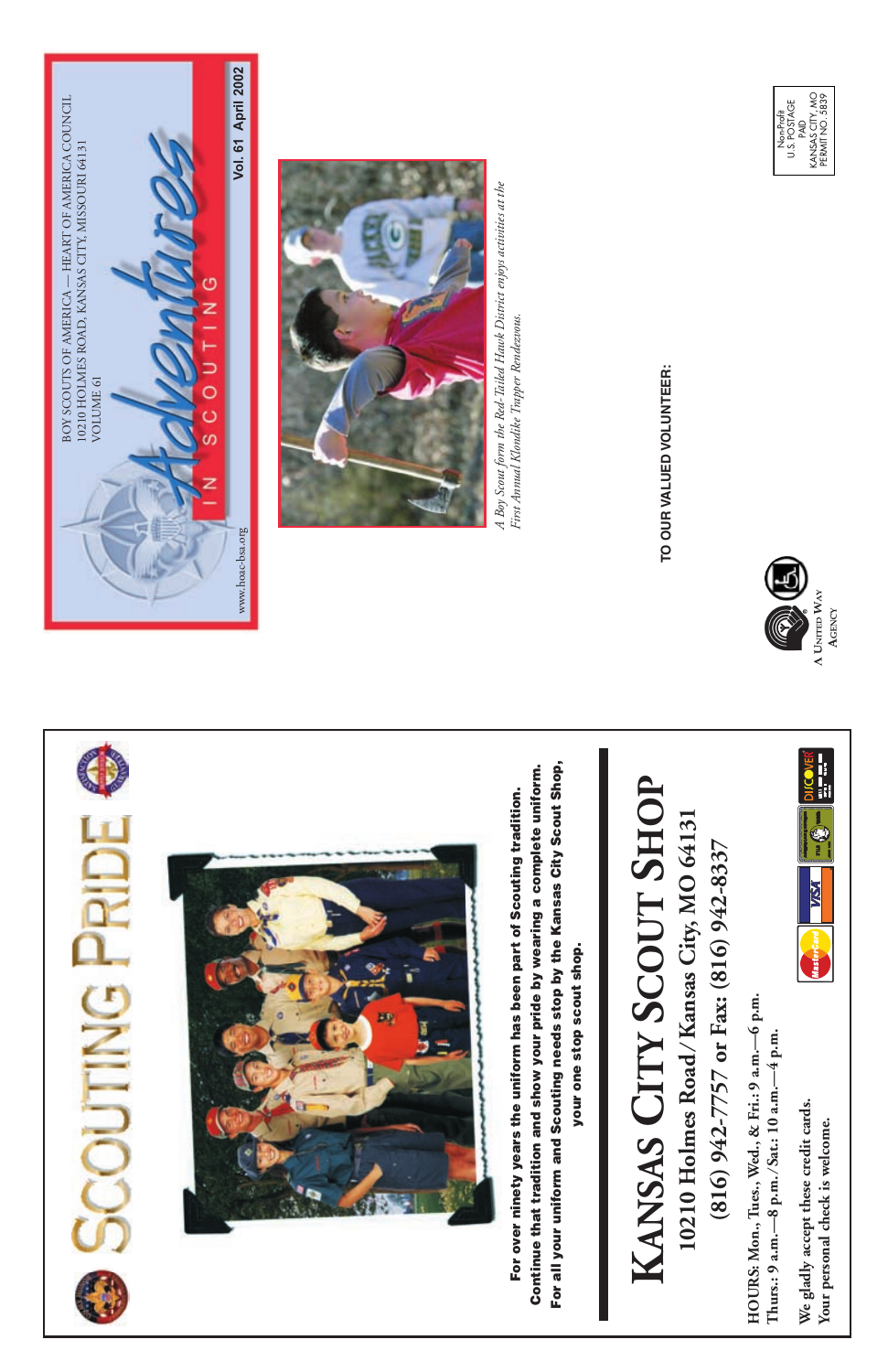# Scouting Pride

For over ninety years the uniform has been part of Scouting tradition. Continue that tradition and show your pride by wearing a complete uniform. For all your uniform and Scouting needs stop by the Kansas City Scout Shop, your one stop scout shop.

## Kansas City Scout Shop

**10210 Holmes Road / Kansas City, MO 64131**

**(816) 942-7757 or Fax: (816) 942-8337**

**HOURS: Mon., Tues., Wed., & Fri.: 9 a.m.—6 p.m. Thurs.: 9 a.m.—8 p.m. / Sat.: 10 a.m.—4 p.m.**

**We gladly accept these credit cards. Your personal check is welcome.**

---

BOY SCOUTS OF AMERICA — HEART OF AMERICA COUNCIL
10210 HOLMES ROAD, KANSAS CITY, MISSOURI 64131
VOLUME 61

# Adventures IN SCOUTING

www.hoac-bsa.org

**Vol. 61 April 2002**

*A Boy Scout form the Red-Tailed Hawk District enjoys activities at the First Annual Klondike Trapper Rendezvous.*

Non-Profit
U.S. POSTAGE
PAID
KANSAS CITY, MO
PERMIT NO. 5839

**TO OUR VALUED VOLUNTEER:**

A United Way Agency